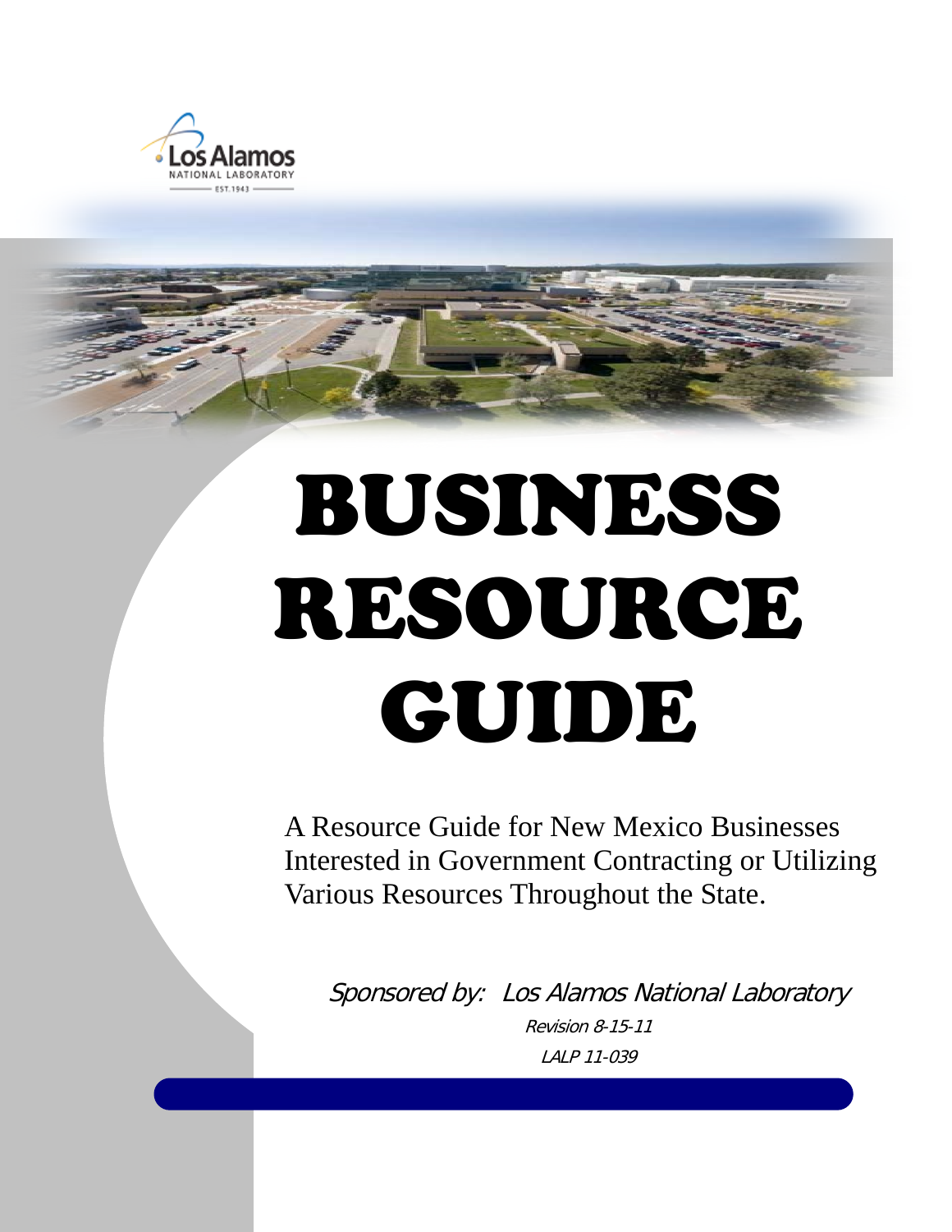Los Alamos NATIONAL LABORATORY EST.1943

# BUSINESS RESOURCE GUIDE

A Resource Guide for New Mexico Businesses Interested in Government Contracting or Utilizing Various Resources Throughout the State.

*Sponsored by: Los Alamos National Laboratory*

*Revision 8-15-11*

*LALP 11-039*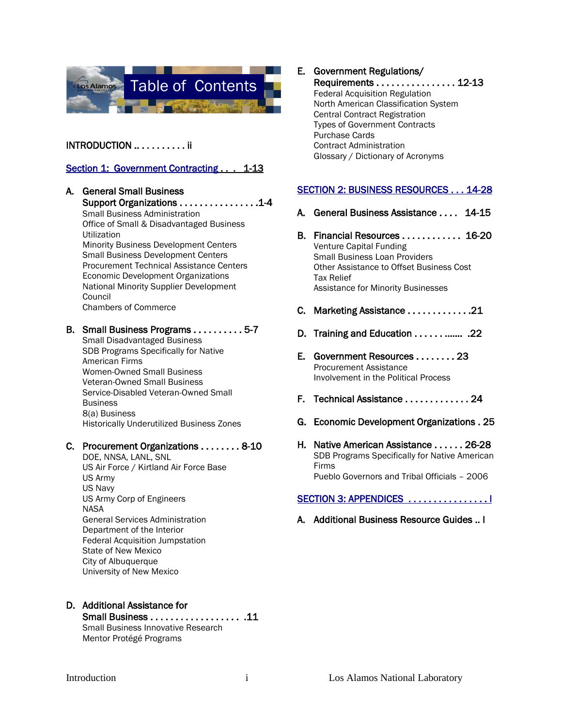# Table of Contents

**INTRODUCTION .. . . . . . . . . . ii**

## Section 1: Government Contracting . . . 1-13

**A. General Small Business Support Organizations . . . . . . . . . . . . . . . .1-4**

- Small Business Administration
- Office of Small & Disadvantaged Business Utilization
- Minority Business Development Centers
- Small Business Development Centers
- Procurement Technical Assistance Centers
- Economic Development Organizations
- National Minority Supplier Development Council
- Chambers of Commerce

**B. Small Business Programs . . . . . . . . . . 5-7**

- Small Disadvantaged Business
- SDB Programs Specifically for Native American Firms
- Women-Owned Small Business
- Veteran-Owned Small Business
- Service-Disabled Veteran-Owned Small Business
- 8(a) Business
- Historically Underutilized Business Zones

**C. Procurement Organizations . . . . . . . . 8-10**

- DOE, NNSA, LANL, SNL
- US Air Force / Kirtland Air Force Base
- US Army
- US Navy
- US Army Corp of Engineers
- NASA
- General Services Administration
- Department of the Interior
- Federal Acquisition Jumpstation
- State of New Mexico
- City of Albuquerque
- University of New Mexico

**D. Additional Assistance for Small Business . . . . . . . . . . . . . . . . . . .11**

- Small Business Innovative Research
- Mentor Protégé Programs

**E. Government Regulations/ Requirements . . . . . . . . . . . . . . . . 12-13**

- Federal Acquisition Regulation
- North American Classification System
- Central Contract Registration
- Types of Government Contracts
- Purchase Cards
- Contract Administration
- Glossary / Dictionary of Acronyms

## SECTION 2: BUSINESS RESOURCES . . . 14-28

**A. General Business Assistance . . . . 14-15**

**B. Financial Resources . . . . . . . . . . . . 16-20**

- Venture Capital Funding
- Small Business Loan Providers
- Other Assistance to Offset Business Cost
- Tax Relief
- Assistance for Minority Businesses

**C. Marketing Assistance . . . . . . . . . . . . .21**

**D. Training and Education . . . . . . ....... .22**

**E. Government Resources . . . . . . . . 23**

- Procurement Assistance
- Involvement in the Political Process

**F. Technical Assistance . . . . . . . . . . . . . 24**

**G. Economic Development Organizations . 25**

**H. Native American Assistance . . . . . . 26-28**

- SDB Programs Specifically for Native American Firms
- Pueblo Governors and Tribal Officials – 2006

## SECTION 3: APPENDICES . . . . . . . . . . . . . . . . I

**A. Additional Business Resource Guides .. I**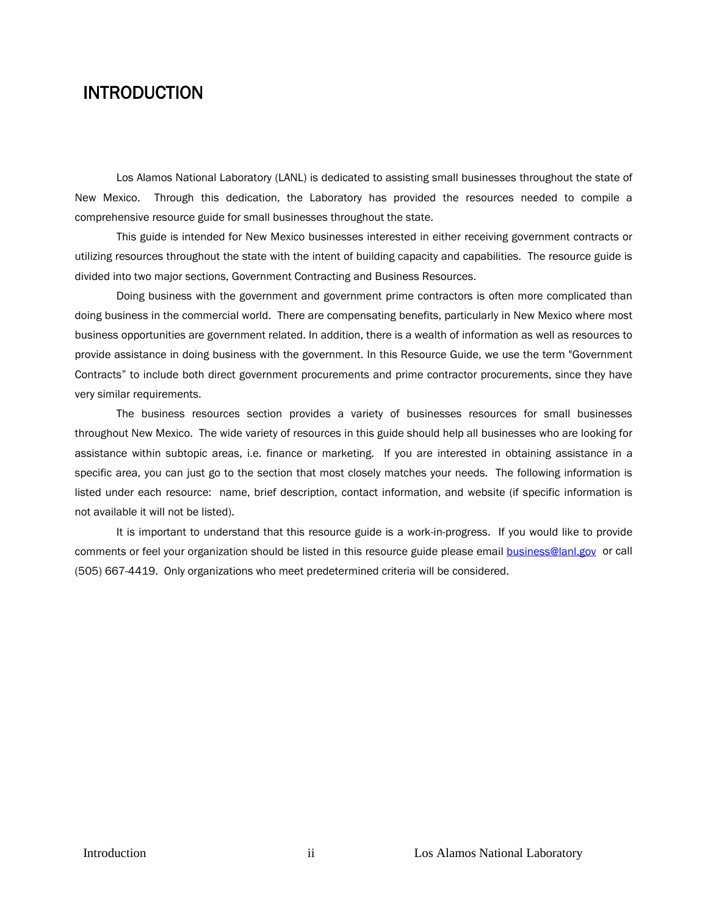# INTRODUCTION

Los Alamos National Laboratory (LANL) is dedicated to assisting small businesses throughout the state of New Mexico. Through this dedication, the Laboratory has provided the resources needed to compile a comprehensive resource guide for small businesses throughout the state.

This guide is intended for New Mexico businesses interested in either receiving government contracts or utilizing resources throughout the state with the intent of building capacity and capabilities. The resource guide is divided into two major sections, Government Contracting and Business Resources.

Doing business with the government and government prime contractors is often more complicated than doing business in the commercial world. There are compensating benefits, particularly in New Mexico where most business opportunities are government related. In addition, there is a wealth of information as well as resources to provide assistance in doing business with the government. In this Resource Guide, we use the term "Government Contracts" to include both direct government procurements and prime contractor procurements, since they have very similar requirements.

The business resources section provides a variety of businesses resources for small businesses throughout New Mexico. The wide variety of resources in this guide should help all businesses who are looking for assistance within subtopic areas, i.e. finance or marketing. If you are interested in obtaining assistance in a specific area, you can just go to the section that most closely matches your needs. The following information is listed under each resource: name, brief description, contact information, and website (if specific information is not available it will not be listed).

It is important to understand that this resource guide is a work-in-progress. If you would like to provide comments or feel your organization should be listed in this resource guide please email business@lanl.gov or call (505) 667-4419. Only organizations who meet predetermined criteria will be considered.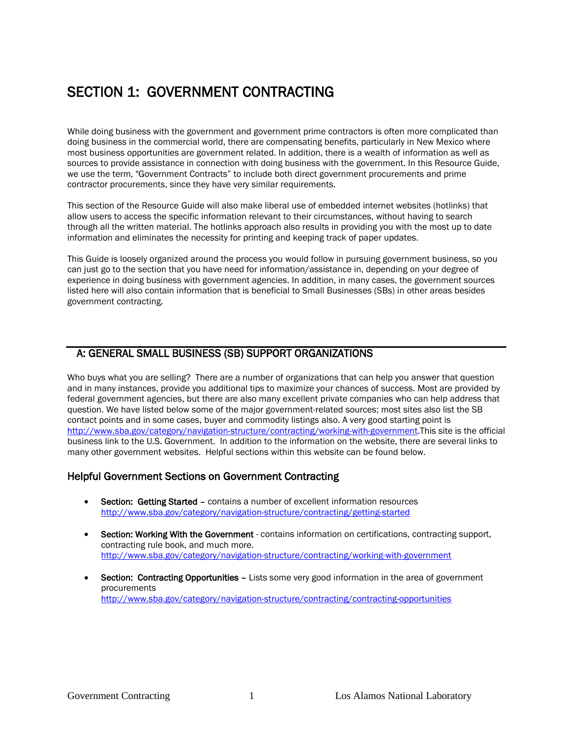# SECTION 1: GOVERNMENT CONTRACTING

While doing business with the government and government prime contractors is often more complicated than doing business in the commercial world, there are compensating benefits, particularly in New Mexico where most business opportunities are government related. In addition, there is a wealth of information as well as sources to provide assistance in connection with doing business with the government. In this Resource Guide, we use the term, "Government Contracts" to include both direct government procurements and prime contractor procurements, since they have very similar requirements.

This section of the Resource Guide will also make liberal use of embedded internet websites (hotlinks) that allow users to access the specific information relevant to their circumstances, without having to search through all the written material. The hotlinks approach also results in providing you with the most up to date information and eliminates the necessity for printing and keeping track of paper updates.

This Guide is loosely organized around the process you would follow in pursuing government business, so you can just go to the section that you have need for information/assistance in, depending on your degree of experience in doing business with government agencies. In addition, in many cases, the government sources listed here will also contain information that is beneficial to Small Businesses (SBs) in other areas besides government contracting.

## A: GENERAL SMALL BUSINESS (SB) SUPPORT ORGANIZATIONS

Who buys what you are selling? There are a number of organizations that can help you answer that question and in many instances, provide you additional tips to maximize your chances of success. Most are provided by federal government agencies, but there are also many excellent private companies who can help address that question. We have listed below some of the major government-related sources; most sites also list the SB contact points and in some cases, buyer and commodity listings also. A very good starting point is http://www.sba.gov/category/navigation-structure/contracting/working-with-government.This site is the official business link to the U.S. Government. In addition to the information on the website, there are several links to many other government websites. Helpful sections within this website can be found below.

### Helpful Government Sections on Government Contracting

- **Section: Getting Started** – contains a number of excellent information resources
  http://www.sba.gov/category/navigation-structure/contracting/getting-started
- **Section: Working With the Government** - contains information on certifications, contracting support, contracting rule book, and much more.
  http://www.sba.gov/category/navigation-structure/contracting/working-with-government
- **Section: Contracting Opportunities** – Lists some very good information in the area of government procurements
  http://www.sba.gov/category/navigation-structure/contracting/contracting-opportunities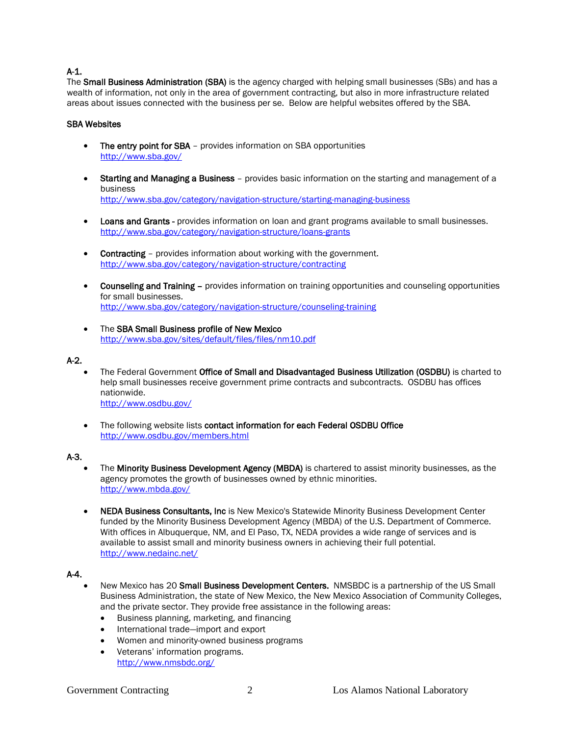**A-1.**

The **Small Business Administration (SBA)** is the agency charged with helping small businesses (SBs) and has a wealth of information, not only in the area of government contracting, but also in more infrastructure related areas about issues connected with the business per se. Below are helpful websites offered by the SBA.

**SBA Websites**

- **The entry point for SBA** – provides information on SBA opportunities
  http://www.sba.gov/
- **Starting and Managing a Business** – provides basic information on the starting and management of a business
  http://www.sba.gov/category/navigation-structure/starting-managing-business
- **Loans and Grants** - provides information on loan and grant programs available to small businesses.
  http://www.sba.gov/category/navigation-structure/loans-grants
- **Contracting** – provides information about working with the government.
  http://www.sba.gov/category/navigation-structure/contracting
- **Counseling and Training –** provides information on training opportunities and counseling opportunities for small businesses.
  http://www.sba.gov/category/navigation-structure/counseling-training
- The **SBA Small Business profile of New Mexico**
  http://www.sba.gov/sites/default/files/files/nm10.pdf

**A-2.**

- The Federal Government **Office of Small and Disadvantaged Business Utilization (OSDBU)** is charted to help small businesses receive government prime contracts and subcontracts. OSDBU has offices nationwide.
  http://www.osdbu.gov/
- The following website lists **contact information for each Federal OSDBU Office**
  http://www.osdbu.gov/members.html

**A-3.**

- The **Minority Business Development Agency (MBDA)** is chartered to assist minority businesses, as the agency promotes the growth of businesses owned by ethnic minorities.
  http://www.mbda.gov/
- **NEDA Business Consultants, Inc** is New Mexico's Statewide Minority Business Development Center funded by the Minority Business Development Agency (MBDA) of the U.S. Department of Commerce. With offices in Albuquerque, NM, and El Paso, TX, NEDA provides a wide range of services and is available to assist small and minority business owners in achieving their full potential.
  http://www.nedainc.net/

**A-4.**

- New Mexico has 20 **Small Business Development Centers.** NMSBDC is a partnership of the US Small Business Administration, the state of New Mexico, the New Mexico Association of Community Colleges, and the private sector. They provide free assistance in the following areas:
  - Business planning, marketing, and financing
  - International trade—import and export
  - Women and minority-owned business programs
  - Veterans' information programs.
    http://www.nmsbdc.org/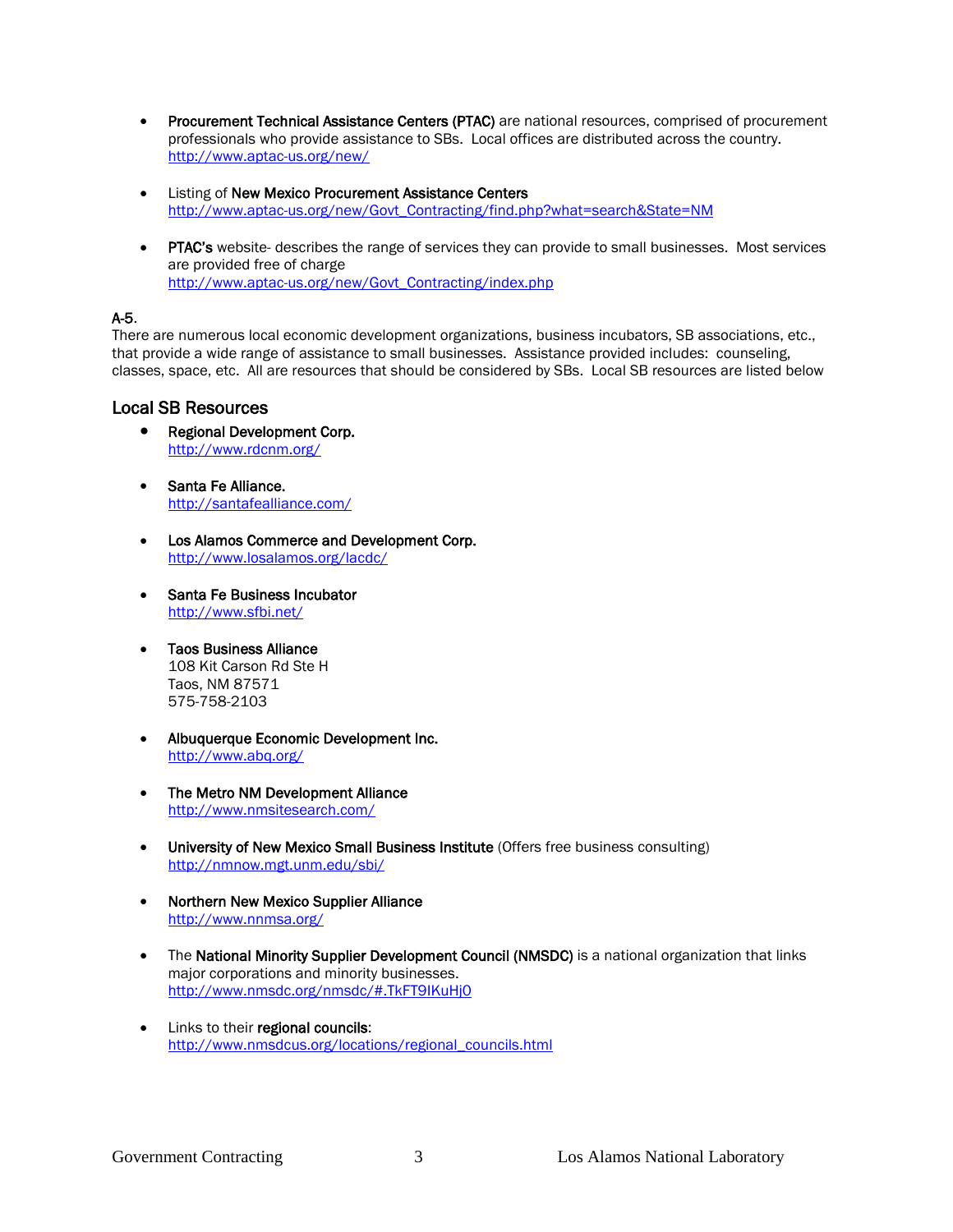- **Procurement Technical Assistance Centers (PTAC)** are national resources, comprised of procurement professionals who provide assistance to SBs. Local offices are distributed across the country. http://www.aptac-us.org/new/

- Listing of **New Mexico Procurement Assistance Centers** http://www.aptac-us.org/new/Govt_Contracting/find.php?what=search&State=NM

- **PTAC's** website- describes the range of services they can provide to small businesses. Most services are provided free of charge http://www.aptac-us.org/new/Govt_Contracting/index.php

**A-5**.
There are numerous local economic development organizations, business incubators, SB associations, etc., that provide a wide range of assistance to small businesses. Assistance provided includes: counseling, classes, space, etc. All are resources that should be considered by SBs. Local SB resources are listed below

## Local SB Resources

- **Regional Development Corp.**
  http://www.rdcnm.org/

- **Santa Fe Alliance.**
  http://santafealliance.com/

- **Los Alamos Commerce and Development Corp.**
  http://www.losalamos.org/lacdc/

- **Santa Fe Business Incubator**
  http://www.sfbi.net/

- **Taos Business Alliance**
  108 Kit Carson Rd Ste H
  Taos, NM 87571
  575-758-2103

- **Albuquerque Economic Development Inc.**
  http://www.abq.org/

- **The Metro NM Development Alliance**
  http://www.nmsitesearch.com/

- **University of New Mexico Small Business Institute** (Offers free business consulting)
  http://nmnow.mgt.unm.edu/sbi/

- **Northern New Mexico Supplier Alliance**
  http://www.nnmsa.org/

- The **National Minority Supplier Development Council (NMSDC)** is a national organization that links major corporations and minority businesses.
  http://www.nmsdc.org/nmsdc/#.TkFT9IKuHj0

- Links to their **regional councils**:
  http://www.nmsdcus.org/locations/regional_councils.html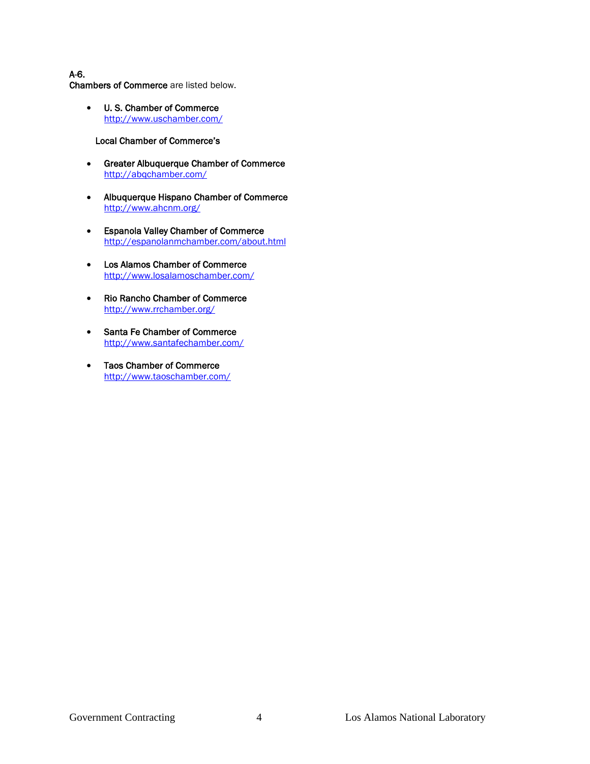**A-6.**
**Chambers of Commerce** are listed below.

- **U. S. Chamber of Commerce**
  http://www.uschamber.com/

**Local Chamber of Commerce's**

- **Greater Albuquerque Chamber of Commerce**
  http://abqchamber.com/

- **Albuquerque Hispano Chamber of Commerce**
  http://www.ahcnm.org/

- **Espanola Valley Chamber of Commerce**
  http://espanolanmchamber.com/about.html

- **Los Alamos Chamber of Commerce**
  http://www.losalamoschamber.com/

- **Rio Rancho Chamber of Commerce**
  http://www.rrchamber.org/

- **Santa Fe Chamber of Commerce**
  http://www.santafechamber.com/

- **Taos Chamber of Commerce**
  http://www.taoschamber.com/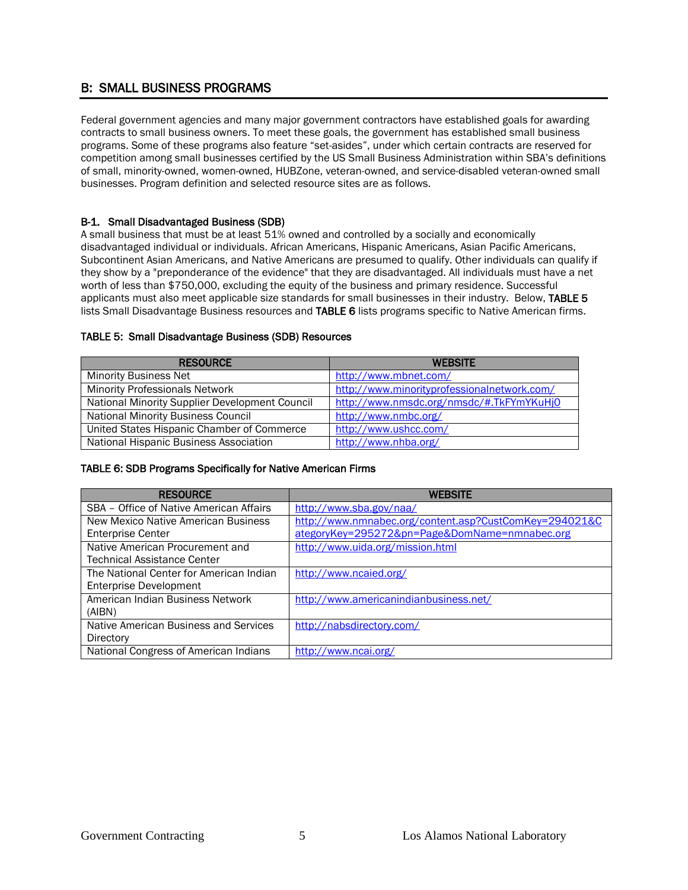## B: SMALL BUSINESS PROGRAMS

Federal government agencies and many major government contractors have established goals for awarding contracts to small business owners. To meet these goals, the government has established small business programs. Some of these programs also feature "set-asides", under which certain contracts are reserved for competition among small businesses certified by the US Small Business Administration within SBA's definitions of small, minority-owned, women-owned, HUBZone, veteran-owned, and service-disabled veteran-owned small businesses. Program definition and selected resource sites are as follows.

### B-1. Small Disadvantaged Business (SDB)

A small business that must be at least 51% owned and controlled by a socially and economically disadvantaged individual or individuals. African Americans, Hispanic Americans, Asian Pacific Americans, Subcontinent Asian Americans, and Native Americans are presumed to qualify. Other individuals can qualify if they show by a "preponderance of the evidence" that they are disadvantaged. All individuals must have a net worth of less than $750,000, excluding the equity of the business and primary residence. Successful applicants must also meet applicable size standards for small businesses in their industry. Below, **TABLE 5** lists Small Disadvantage Business resources and **TABLE 6** lists programs specific to Native American firms.

**TABLE 5: Small Disadvantage Business (SDB) Resources**

| RESOURCE | WEBSITE |
|---|---|
| Minority Business Net | http://www.mbnet.com/ |
| Minority Professionals Network | http://www.minorityprofessionalnetwork.com/ |
| National Minority Supplier Development Council | http://www.nmsdc.org/nmsdc/#.TkFYmYKuHj0 |
| National Minority Business Council | http://www.nmbc.org/ |
| United States Hispanic Chamber of Commerce | http://www.ushcc.com/ |
| National Hispanic Business Association | http://www.nhba.org/ |

**TABLE 6: SDB Programs Specifically for Native American Firms**

| RESOURCE | WEBSITE |
|---|---|
| SBA – Office of Native American Affairs | http://www.sba.gov/naa/ |
| New Mexico Native American Business Enterprise Center | http://www.nmnabec.org/content.asp?CustComKey=294021&CategoryKey=295272&pn=Page&DomName=nmnabec.org |
| Native American Procurement and Technical Assistance Center | http://www.uida.org/mission.html |
| The National Center for American Indian Enterprise Development | http://www.ncaied.org/ |
| American Indian Business Network (AIBN) | http://www.americanindianbusiness.net/ |
| Native American Business and Services Directory | http://nabsdirectory.com/ |
| National Congress of American Indians | http://www.ncai.org/ |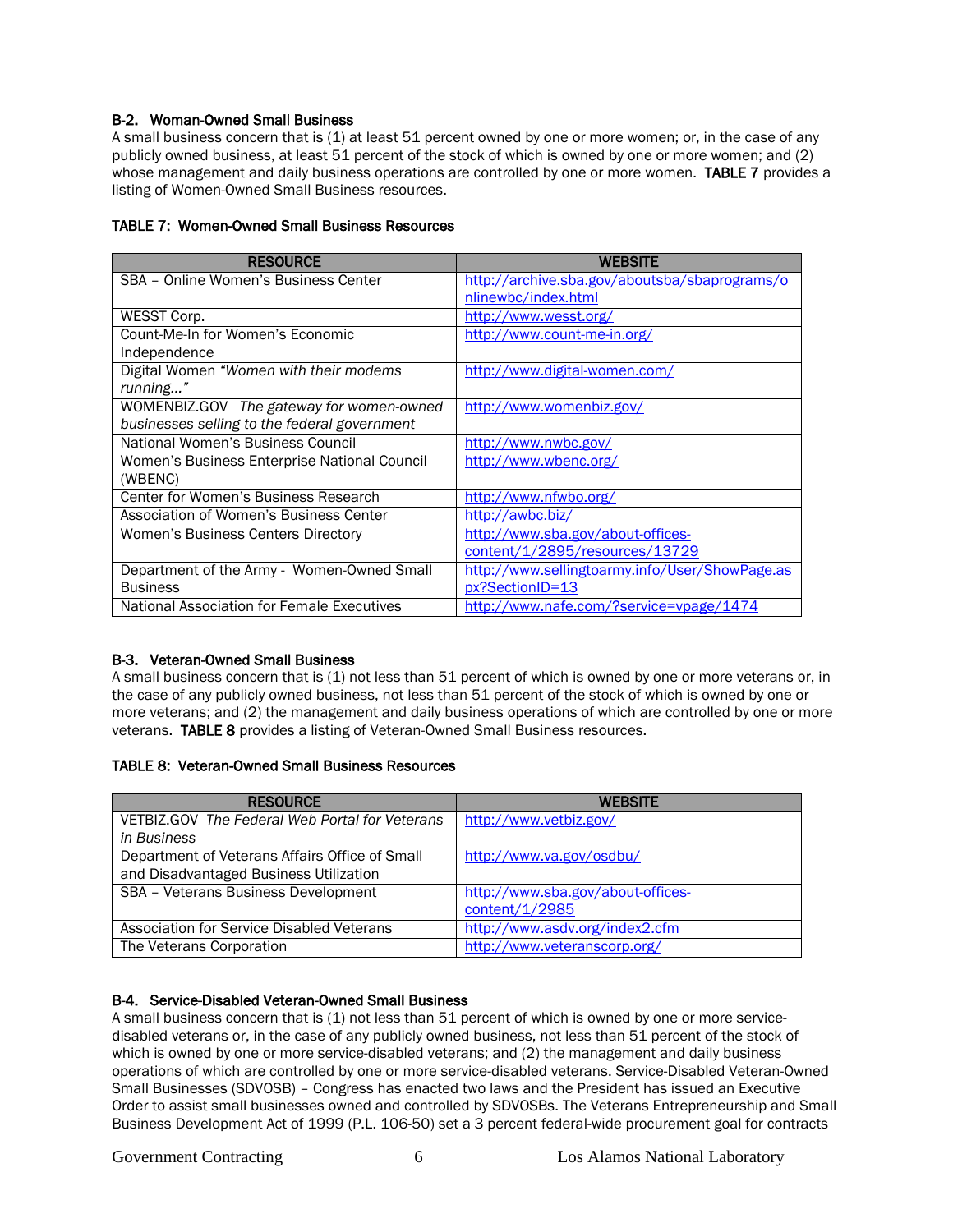### B-2. Woman-Owned Small Business

A small business concern that is (1) at least 51 percent owned by one or more women; or, in the case of any publicly owned business, at least 51 percent of the stock of which is owned by one or more women; and (2) whose management and daily business operations are controlled by one or more women. **TABLE 7** provides a listing of Women-Owned Small Business resources.

**TABLE 7: Women-Owned Small Business Resources**

| RESOURCE | WEBSITE |
|---|---|
| SBA – Online Women's Business Center | http://archive.sba.gov/aboutsba/sbaprograms/onlinewbc/index.html |
| WESST Corp. | http://www.wesst.org/ |
| Count-Me-In for Women's Economic Independence | http://www.count-me-in.org/ |
| Digital Women *"Women with their modems running…"* | http://www.digital-women.com/ |
| WOMENBIZ.GOV *The gateway for women-owned businesses selling to the federal government* | http://www.womenbiz.gov/ |
| National Women's Business Council | http://www.nwbc.gov/ |
| Women's Business Enterprise National Council (WBENC) | http://www.wbenc.org/ |
| Center for Women's Business Research | http://www.nfwbo.org/ |
| Association of Women's Business Center | http://awbc.biz/ |
| Women's Business Centers Directory | http://www.sba.gov/about-offices-content/1/2895/resources/13729 |
| Department of the Army - Women-Owned Small Business | http://www.sellingtoarmy.info/User/ShowPage.aspx?SectionID=13 |
| National Association for Female Executives | http://www.nafe.com/?service=vpage/1474 |

### B-3. Veteran-Owned Small Business

A small business concern that is (1) not less than 51 percent of which is owned by one or more veterans or, in the case of any publicly owned business, not less than 51 percent of the stock of which is owned by one or more veterans; and (2) the management and daily business operations of which are controlled by one or more veterans. **TABLE 8** provides a listing of Veteran-Owned Small Business resources.

**TABLE 8: Veteran-Owned Small Business Resources**

| RESOURCE | WEBSITE |
|---|---|
| VETBIZ.GOV *The Federal Web Portal for Veterans in Business* | http://www.vetbiz.gov/ |
| Department of Veterans Affairs Office of Small and Disadvantaged Business Utilization | http://www.va.gov/osdbu/ |
| SBA – Veterans Business Development | http://www.sba.gov/about-offices-content/1/2985 |
| Association for Service Disabled Veterans | http://www.asdv.org/index2.cfm |
| The Veterans Corporation | http://www.veteranscorp.org/ |

### B-4. Service-Disabled Veteran-Owned Small Business

A small business concern that is (1) not less than 51 percent of which is owned by one or more service-disabled veterans or, in the case of any publicly owned business, not less than 51 percent of the stock of which is owned by one or more service-disabled veterans; and (2) the management and daily business operations of which are controlled by one or more service-disabled veterans. Service-Disabled Veteran-Owned Small Businesses (SDVOSB) – Congress has enacted two laws and the President has issued an Executive Order to assist small businesses owned and controlled by SDVOSBs. The Veterans Entrepreneurship and Small Business Development Act of 1999 (P.L. 106-50) set a 3 percent federal-wide procurement goal for contracts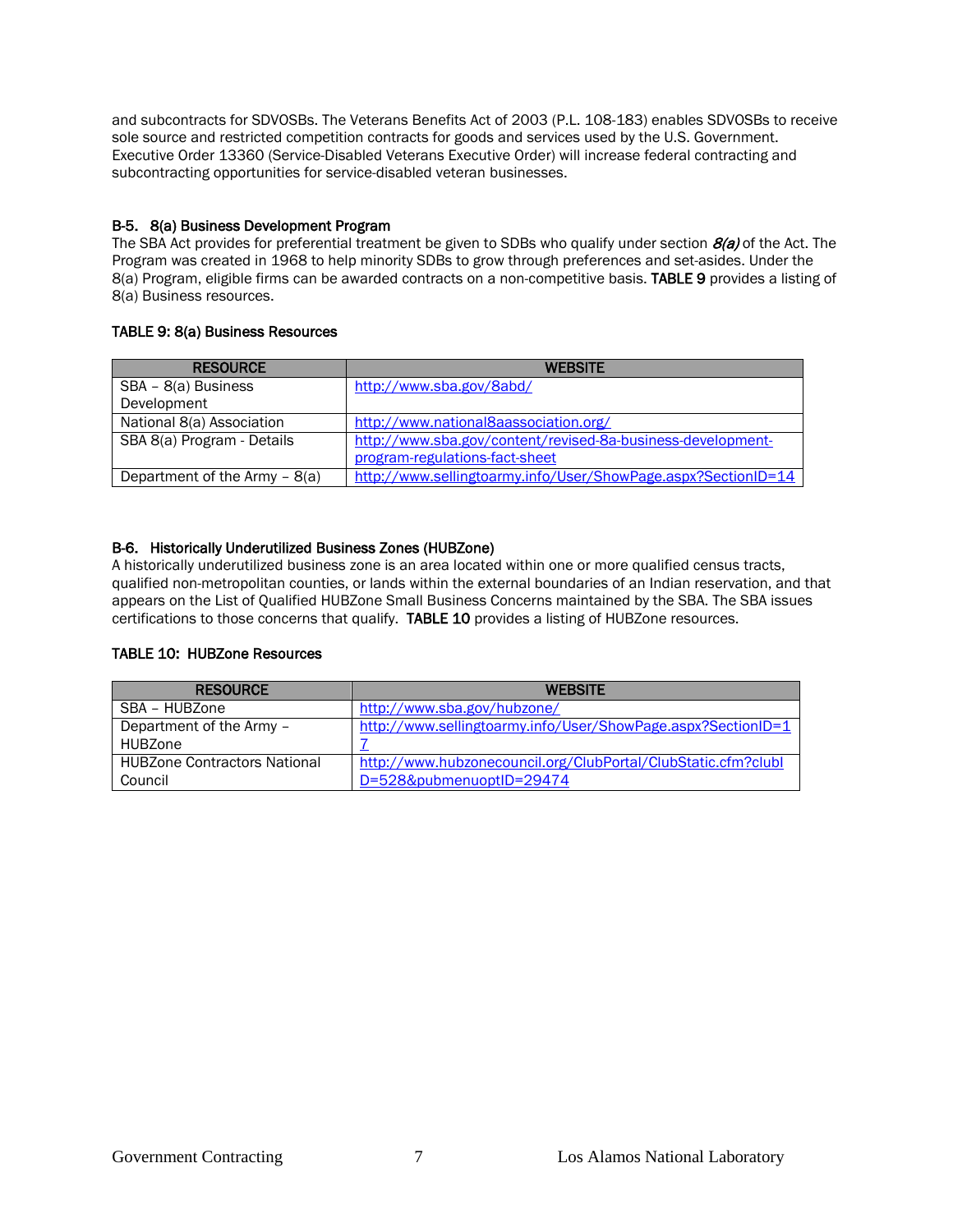and subcontracts for SDVOSBs. The Veterans Benefits Act of 2003 (P.L. 108-183) enables SDVOSBs to receive sole source and restricted competition contracts for goods and services used by the U.S. Government. Executive Order 13360 (Service-Disabled Veterans Executive Order) will increase federal contracting and subcontracting opportunities for service-disabled veteran businesses.

### B-5. 8(a) Business Development Program

The SBA Act provides for preferential treatment be given to SDBs who qualify under section *8(a)* of the Act. The Program was created in 1968 to help minority SDBs to grow through preferences and set-asides. Under the 8(a) Program, eligible firms can be awarded contracts on a non-competitive basis. **TABLE 9** provides a listing of 8(a) Business resources.

**TABLE 9: 8(a) Business Resources**

| RESOURCE | WEBSITE |
|---|---|
| SBA – 8(a) Business Development | http://www.sba.gov/8abd/ |
| National 8(a) Association | http://www.national8aassociation.org/ |
| SBA 8(a) Program - Details | http://www.sba.gov/content/revised-8a-business-development-program-regulations-fact-sheet |
| Department of the Army – 8(a) | http://www.sellingtoarmy.info/User/ShowPage.aspx?SectionID=14 |

### B-6. Historically Underutilized Business Zones (HUBZone)

A historically underutilized business zone is an area located within one or more qualified census tracts, qualified non-metropolitan counties, or lands within the external boundaries of an Indian reservation, and that appears on the List of Qualified HUBZone Small Business Concerns maintained by the SBA. The SBA issues certifications to those concerns that qualify. **TABLE 10** provides a listing of HUBZone resources.

**TABLE 10: HUBZone Resources**

| RESOURCE | WEBSITE |
|---|---|
| SBA – HUBZone | http://www.sba.gov/hubzone/ |
| Department of the Army – HUBZone | http://www.sellingtoarmy.info/User/ShowPage.aspx?SectionID=17 |
| HUBZone Contractors National Council | http://www.hubzonecouncil.org/ClubPortal/ClubStatic.cfm?clubID=528&pubmenuoptID=29474 |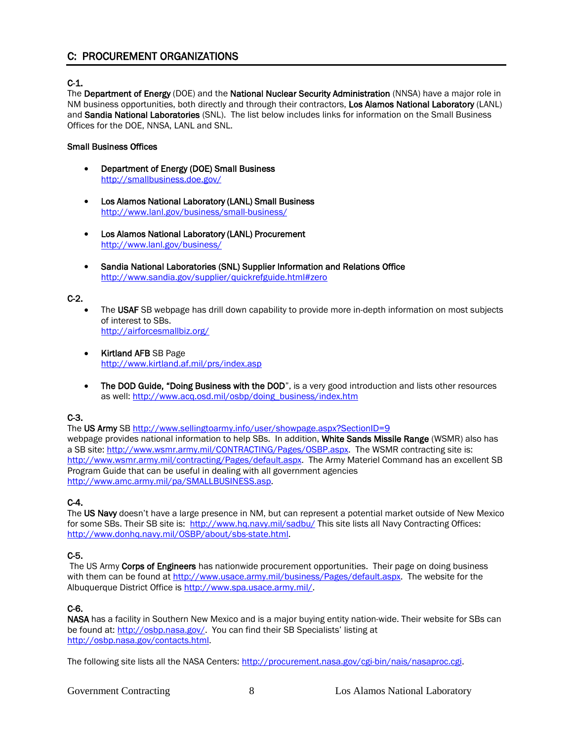## C: PROCUREMENT ORGANIZATIONS

**C-1.**
The **Department of Energy** (DOE) and the **National Nuclear Security Administration** (NNSA) have a major role in NM business opportunities, both directly and through their contractors, **Los Alamos National Laboratory** (LANL) and **Sandia National Laboratories** (SNL). The list below includes links for information on the Small Business Offices for the DOE, NNSA, LANL and SNL.

**Small Business Offices**

- **Department of Energy (DOE) Small Business**
  http://smallbusiness.doe.gov/

- **Los Alamos National Laboratory (LANL) Small Business**
  http://www.lanl.gov/business/small-business/

- **Los Alamos National Laboratory (LANL) Procurement**
  http://www.lanl.gov/business/

- **Sandia National Laboratories (SNL) Supplier Information and Relations Office**
  http://www.sandia.gov/supplier/quickrefguide.html#zero

**C-2.**

- The **USAF** SB webpage has drill down capability to provide more in-depth information on most subjects of interest to SBs.
  http://airforcesmallbiz.org/

- **Kirtland AFB** SB Page
  http://www.kirtland.af.mil/prs/index.asp

- **The DOD Guide, "Doing Business with the DOD**", is a very good introduction and lists other resources as well: http://www.acq.osd.mil/osbp/doing_business/index.htm

**C-3.**
The **US Army** SB http://www.sellingtoarmy.info/user/showpage.aspx?SectionID=9 webpage provides national information to help SBs. In addition, **White Sands Missile Range** (WSMR) also has a SB site: http://www.wsmr.army.mil/CONTRACTING/Pages/OSBP.aspx. The WSMR contracting site is: http://www.wsmr.army.mil/contracting/Pages/default.aspx. The Army Materiel Command has an excellent SB Program Guide that can be useful in dealing with all government agencies http://www.amc.army.mil/pa/SMALLBUSINESS.asp.

**C-4.**
The **US Navy** doesn't have a large presence in NM, but can represent a potential market outside of New Mexico for some SBs. Their SB site is: http://www.hq.navy.mil/sadbu/ This site lists all Navy Contracting Offices: http://www.donhq.navy.mil/OSBP/about/sbs-state.html.

**C-5.**
The US Army **Corps of Engineers** has nationwide procurement opportunities. Their page on doing business with them can be found at http://www.usace.army.mil/business/Pages/default.aspx. The website for the Albuquerque District Office is http://www.spa.usace.army.mil/.

**C-6.**
**NASA** has a facility in Southern New Mexico and is a major buying entity nation-wide. Their website for SBs can be found at: http://osbp.nasa.gov/. You can find their SB Specialists' listing at http://osbp.nasa.gov/contacts.html.

The following site lists all the NASA Centers: http://procurement.nasa.gov/cgi-bin/nais/nasaproc.cgi.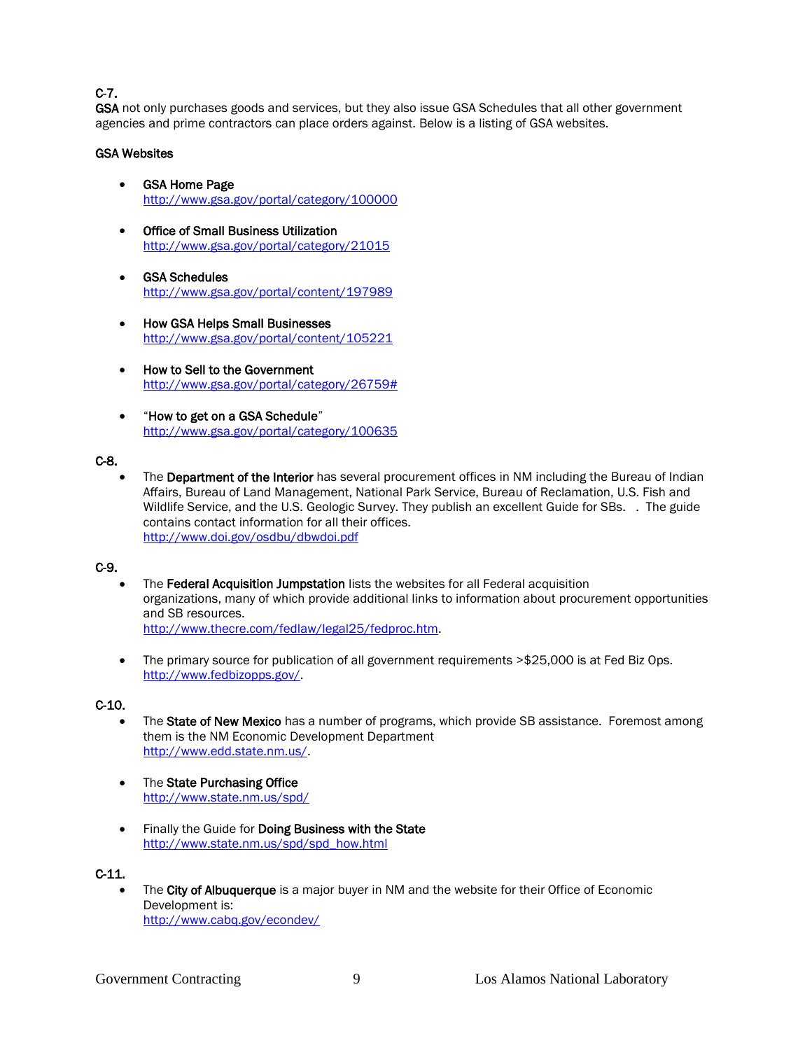C-7.
**GSA** not only purchases goods and services, but they also issue GSA Schedules that all other government agencies and prime contractors can place orders against. Below is a listing of GSA websites.

**GSA Websites**

- **GSA Home Page**
  http://www.gsa.gov/portal/category/100000

- **Office of Small Business Utilization**
  http://www.gsa.gov/portal/category/21015

- **GSA Schedules**
  http://www.gsa.gov/portal/content/197989

- **How GSA Helps Small Businesses**
  http://www.gsa.gov/portal/content/105221

- **How to Sell to the Government**
  http://www.gsa.gov/portal/category/26759#

- "**How to get on a GSA Schedule**"
  http://www.gsa.gov/portal/category/100635

C-8.

- The **Department of the Interior** has several procurement offices in NM including the Bureau of Indian Affairs, Bureau of Land Management, National Park Service, Bureau of Reclamation, U.S. Fish and Wildlife Service, and the U.S. Geologic Survey. They publish an excellent Guide for SBs. . The guide contains contact information for all their offices.
  http://www.doi.gov/osdbu/dbwdoi.pdf

C-9.

- The **Federal Acquisition Jumpstation** lists the websites for all Federal acquisition organizations, many of which provide additional links to information about procurement opportunities and SB resources.
  http://www.thecre.com/fedlaw/legal25/fedproc.htm.

- The primary source for publication of all government requirements >$25,000 is at Fed Biz Ops.
  http://www.fedbizopps.gov/.

C-10.

- The **State of New Mexico** has a number of programs, which provide SB assistance. Foremost among them is the NM Economic Development Department
  http://www.edd.state.nm.us/.

- The **State Purchasing Office**
  http://www.state.nm.us/spd/

- Finally the Guide for **Doing Business with the State**
  http://www.state.nm.us/spd/spd_how.html

C-11.

- The **City of Albuquerque** is a major buyer in NM and the website for their Office of Economic Development is:
  http://www.cabq.gov/econdev/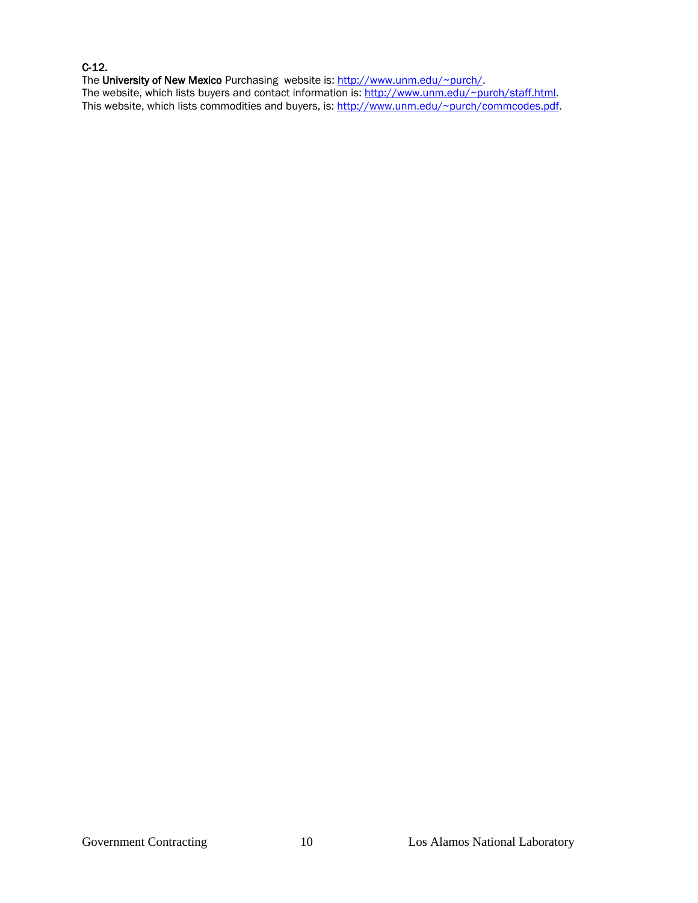**C-12.**

The **University of New Mexico** Purchasing website is: [http://www.unm.edu/~purch/](http://www.unm.edu/~purch/).
The website, which lists buyers and contact information is: [http://www.unm.edu/~purch/staff.html](http://www.unm.edu/~purch/staff.html).
This website, which lists commodities and buyers, is: [http://www.unm.edu/~purch/commcodes.pdf](http://www.unm.edu/~purch/commcodes.pdf).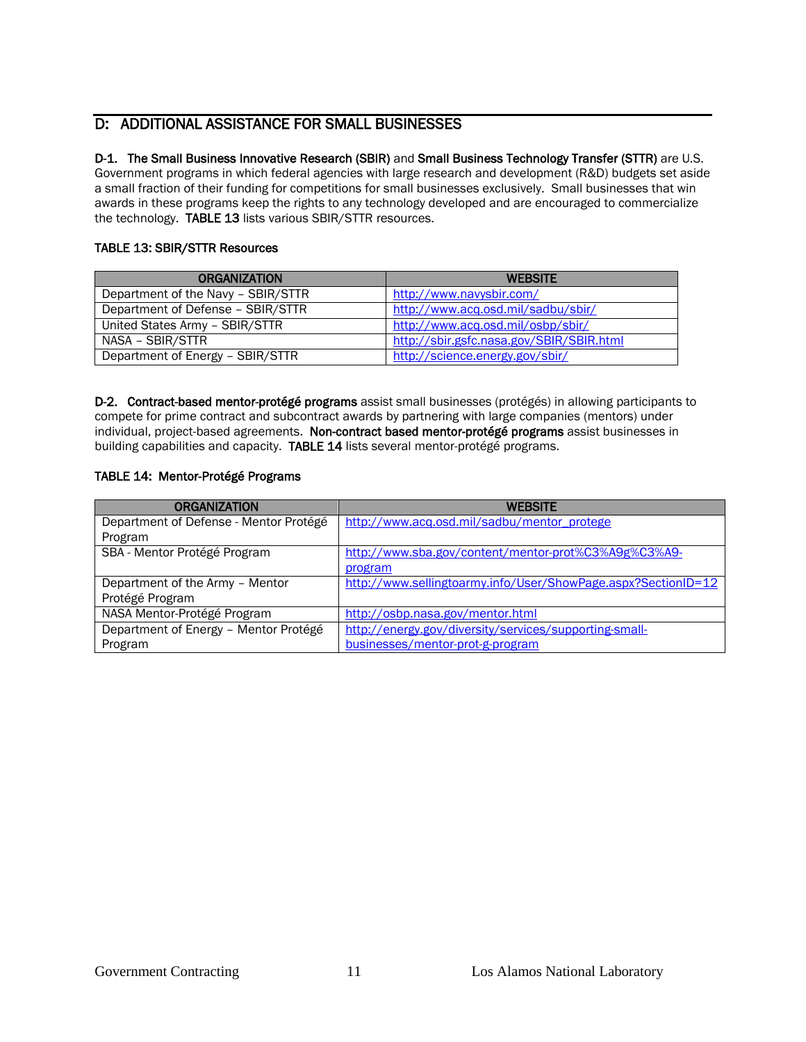## D: ADDITIONAL ASSISTANCE FOR SMALL BUSINESSES

**D-1. The Small Business Innovative Research (SBIR)** and **Small Business Technology Transfer (STTR)** are U.S. Government programs in which federal agencies with large research and development (R&D) budgets set aside a small fraction of their funding for competitions for small businesses exclusively. Small businesses that win awards in these programs keep the rights to any technology developed and are encouraged to commercialize the technology. **TABLE 13** lists various SBIR/STTR resources.

**TABLE 13: SBIR/STTR Resources**

| ORGANIZATION | WEBSITE |
|---|---|
| Department of the Navy – SBIR/STTR | http://www.navysbir.com/ |
| Department of Defense – SBIR/STTR | http://www.acq.osd.mil/sadbu/sbir/ |
| United States Army – SBIR/STTR | http://www.acq.osd.mil/osbp/sbir/ |
| NASA – SBIR/STTR | http://sbir.gsfc.nasa.gov/SBIR/SBIR.html |
| Department of Energy – SBIR/STTR | http://science.energy.gov/sbir/ |

**D-2. Contract-based mentor-protégé programs** assist small businesses (protégés) in allowing participants to compete for prime contract and subcontract awards by partnering with large companies (mentors) under individual, project-based agreements. **Non-contract based mentor-protégé programs** assist businesses in building capabilities and capacity. **TABLE 14** lists several mentor-protégé programs.

**TABLE 14: Mentor-Protégé Programs**

| ORGANIZATION | WEBSITE |
|---|---|
| Department of Defense - Mentor Protégé Program | http://www.acq.osd.mil/sadbu/mentor_protege |
| SBA - Mentor Protégé Program | http://www.sba.gov/content/mentor-prot%C3%A9g%C3%A9-program |
| Department of the Army – Mentor Protégé Program | http://www.sellingtoarmy.info/User/ShowPage.aspx?SectionID=12 |
| NASA Mentor-Protégé Program | http://osbp.nasa.gov/mentor.html |
| Department of Energy – Mentor Protégé Program | http://energy.gov/diversity/services/supporting-small-businesses/mentor-prot-g-program |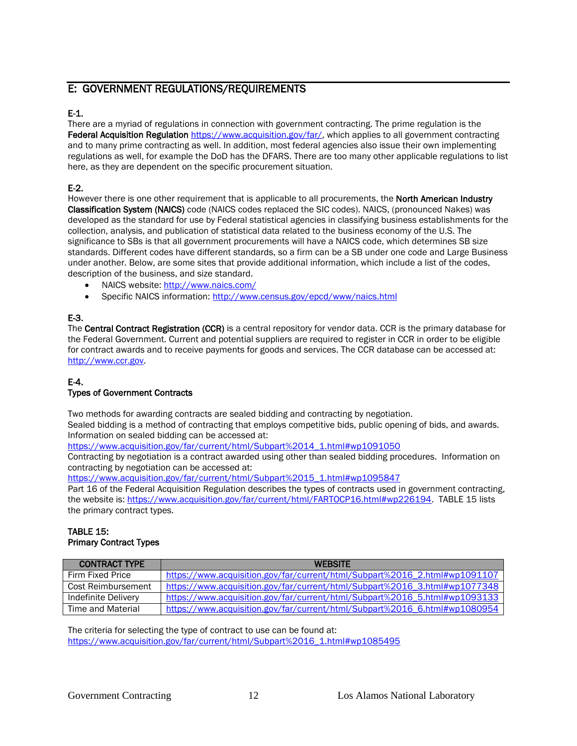## E: GOVERNMENT REGULATIONS/REQUIREMENTS

### E-1.

There are a myriad of regulations in connection with government contracting. The prime regulation is the **Federal Acquisition Regulation** https://www.acquisition.gov/far/, which applies to all government contracting and to many prime contracting as well. In addition, most federal agencies also issue their own implementing regulations as well, for example the DoD has the DFARS. There are too many other applicable regulations to list here, as they are dependent on the specific procurement situation.

### E-2.

However there is one other requirement that is applicable to all procurements, the **North American Industry Classification System (NAICS)** code (NAICS codes replaced the SIC codes). NAICS, (pronounced Nakes) was developed as the standard for use by Federal statistical agencies in classifying business establishments for the collection, analysis, and publication of statistical data related to the business economy of the U.S. The significance to SBs is that all government procurements will have a NAICS code, which determines SB size standards. Different codes have different standards, so a firm can be a SB under one code and Large Business under another. Below, are some sites that provide additional information, which include a list of the codes, description of the business, and size standard.

- NAICS website: http://www.naics.com/
- Specific NAICS information: http://www.census.gov/epcd/www/naics.html

### E-3.

The **Central Contract Registration (CCR)** is a central repository for vendor data. CCR is the primary database for the Federal Government. Current and potential suppliers are required to register in CCR in order to be eligible for contract awards and to receive payments for goods and services. The CCR database can be accessed at: http://www.ccr.gov.

### E-4.

**Types of Government Contracts**

Two methods for awarding contracts are sealed bidding and contracting by negotiation.
Sealed bidding is a method of contracting that employs competitive bids, public opening of bids, and awards. Information on sealed bidding can be accessed at:
https://www.acquisition.gov/far/current/html/Subpart%2014_1.html#wp1091050
Contracting by negotiation is a contract awarded using other than sealed bidding procedures. Information on contracting by negotiation can be accessed at:
https://www.acquisition.gov/far/current/html/Subpart%2015_1.html#wp1095847
Part 16 of the Federal Acquisition Regulation describes the types of contracts used in government contracting, the website is: https://www.acquisition.gov/far/current/html/FARTOCP16.html#wp226194. TABLE 15 lists the primary contract types.

**TABLE 15:**
**Primary Contract Types**

| CONTRACT TYPE | WEBSITE |
|---|---|
| Firm Fixed Price | https://www.acquisition.gov/far/current/html/Subpart%2016_2.html#wp1091107 |
| Cost Reimbursement | https://www.acquisition.gov/far/current/html/Subpart%2016_3.html#wp1077348 |
| Indefinite Delivery | https://www.acquisition.gov/far/current/html/Subpart%2016_5.html#wp1093133 |
| Time and Material | https://www.acquisition.gov/far/current/html/Subpart%2016_6.html#wp1080954 |

The criteria for selecting the type of contract to use can be found at:
https://www.acquisition.gov/far/current/html/Subpart%2016_1.html#wp1085495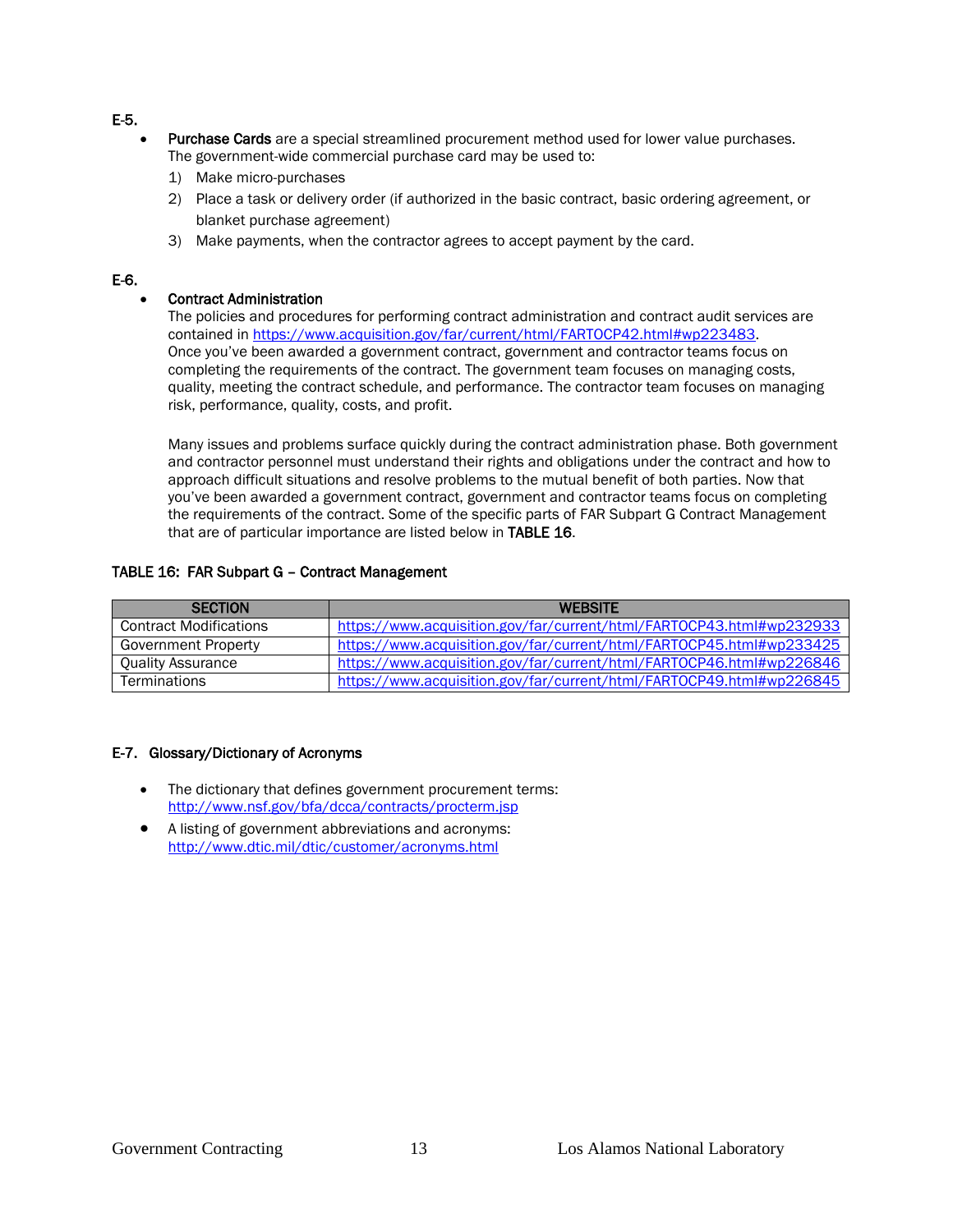E-5.

- **Purchase Cards** are a special streamlined procurement method used for lower value purchases. The government-wide commercial purchase card may be used to:
  1) Make micro-purchases
  2) Place a task or delivery order (if authorized in the basic contract, basic ordering agreement, or blanket purchase agreement)
  3) Make payments, when the contractor agrees to accept payment by the card.

E-6.

- **Contract Administration**
  The policies and procedures for performing contract administration and contract audit services are contained in https://www.acquisition.gov/far/current/html/FARTOCP42.html#wp223483. Once you've been awarded a government contract, government and contractor teams focus on completing the requirements of the contract. The government team focuses on managing costs, quality, meeting the contract schedule, and performance. The contractor team focuses on managing risk, performance, quality, costs, and profit.

  Many issues and problems surface quickly during the contract administration phase. Both government and contractor personnel must understand their rights and obligations under the contract and how to approach difficult situations and resolve problems to the mutual benefit of both parties. Now that you've been awarded a government contract, government and contractor teams focus on completing the requirements of the contract. Some of the specific parts of FAR Subpart G Contract Management that are of particular importance are listed below in **TABLE 16**.

**TABLE 16: FAR Subpart G – Contract Management**

| SECTION | WEBSITE |
|---|---|
| Contract Modifications | https://www.acquisition.gov/far/current/html/FARTOCP43.html#wp232933 |
| Government Property | https://www.acquisition.gov/far/current/html/FARTOCP45.html#wp233425 |
| Quality Assurance | https://www.acquisition.gov/far/current/html/FARTOCP46.html#wp226846 |
| Terminations | https://www.acquisition.gov/far/current/html/FARTOCP49.html#wp226845 |

**E-7. Glossary/Dictionary of Acronyms**

- The dictionary that defines government procurement terms: http://www.nsf.gov/bfa/dcca/contracts/procterm.jsp
- A listing of government abbreviations and acronyms: http://www.dtic.mil/dtic/customer/acronyms.html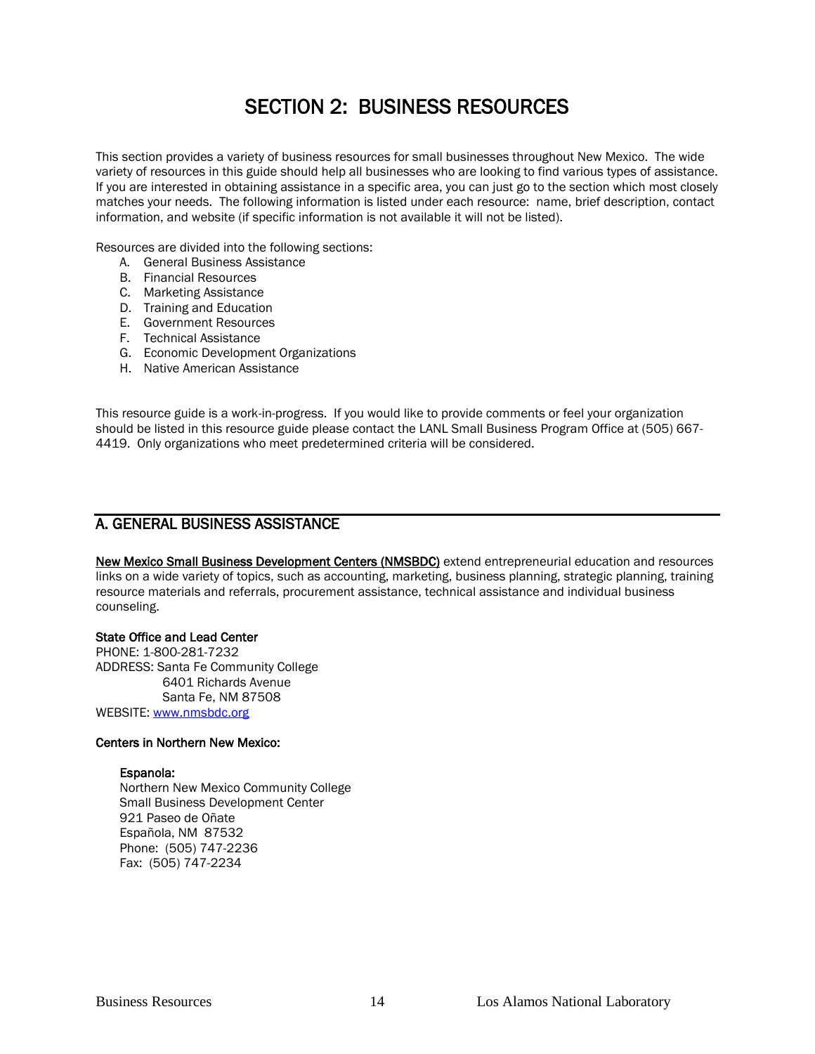# SECTION 2: BUSINESS RESOURCES

This section provides a variety of business resources for small businesses throughout New Mexico. The wide variety of resources in this guide should help all businesses who are looking to find various types of assistance. If you are interested in obtaining assistance in a specific area, you can just go to the section which most closely matches your needs. The following information is listed under each resource: name, brief description, contact information, and website (if specific information is not available it will not be listed).

Resources are divided into the following sections:

A. General Business Assistance
B. Financial Resources
C. Marketing Assistance
D. Training and Education
E. Government Resources
F. Technical Assistance
G. Economic Development Organizations
H. Native American Assistance

This resource guide is a work-in-progress. If you would like to provide comments or feel your organization should be listed in this resource guide please contact the LANL Small Business Program Office at (505) 667-4419. Only organizations who meet predetermined criteria will be considered.

## A. GENERAL BUSINESS ASSISTANCE

**New Mexico Small Business Development Centers (NMSBDC)** extend entrepreneurial education and resources links on a wide variety of topics, such as accounting, marketing, business planning, strategic planning, training resource materials and referrals, procurement assistance, technical assistance and individual business counseling.

**State Office and Lead Center**
PHONE: 1-800-281-7232
ADDRESS: Santa Fe Community College
6401 Richards Avenue
Santa Fe, NM 87508
WEBSITE: www.nmsbdc.org

**Centers in Northern New Mexico:**

**Espanola:**
Northern New Mexico Community College
Small Business Development Center
921 Paseo de Oñate
Española, NM 87532
Phone: (505) 747-2236
Fax: (505) 747-2234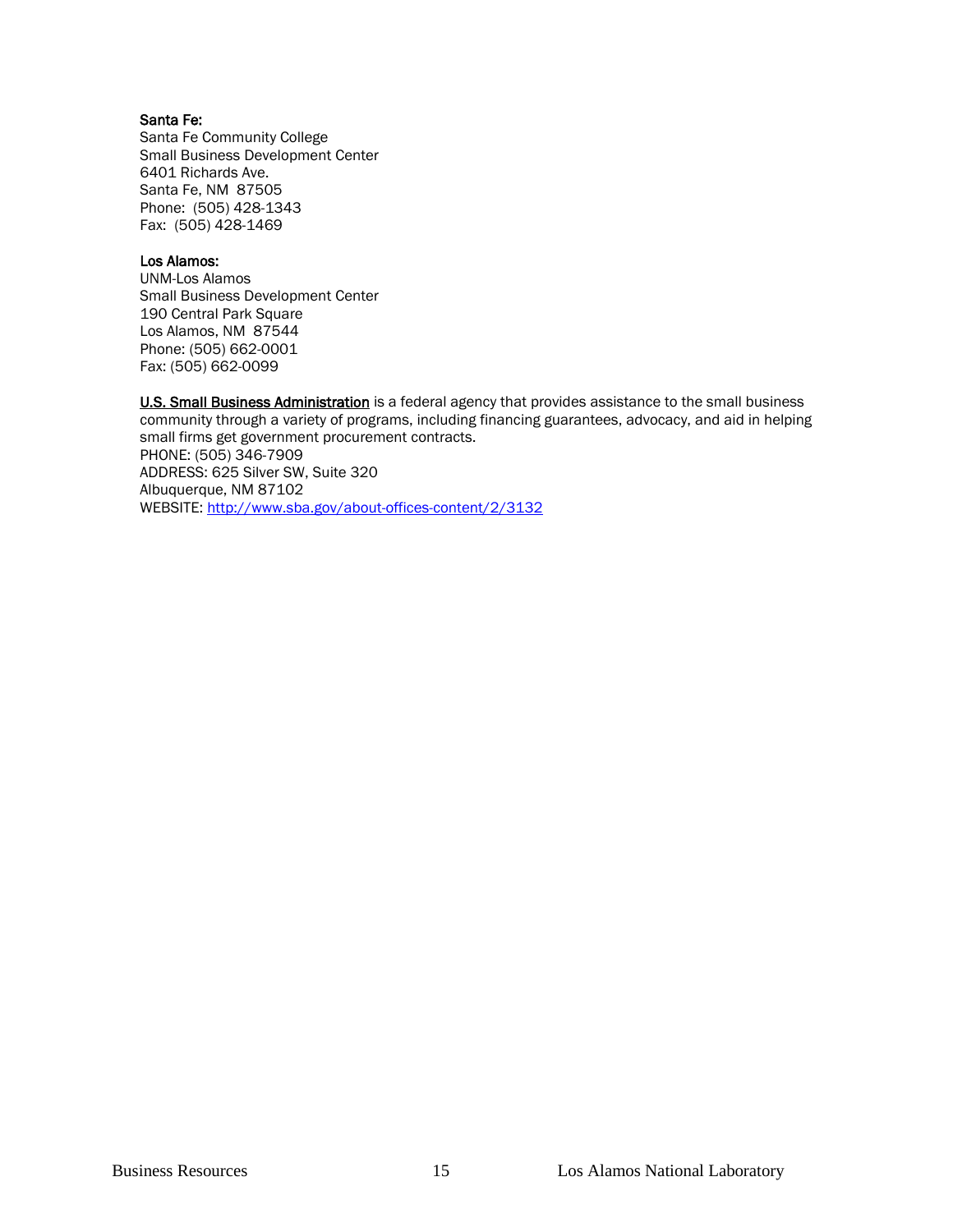**Santa Fe:**
Santa Fe Community College
Small Business Development Center
6401 Richards Ave.
Santa Fe, NM 87505
Phone: (505) 428-1343
Fax: (505) 428-1469

**Los Alamos:**
UNM-Los Alamos
Small Business Development Center
190 Central Park Square
Los Alamos, NM 87544
Phone: (505) 662-0001
Fax: (505) 662-0099

**U.S. Small Business Administration** is a federal agency that provides assistance to the small business community through a variety of programs, including financing guarantees, advocacy, and aid in helping small firms get government procurement contracts.
PHONE: (505) 346-7909
ADDRESS: 625 Silver SW, Suite 320
Albuquerque, NM 87102
WEBSITE: http://www.sba.gov/about-offices-content/2/3132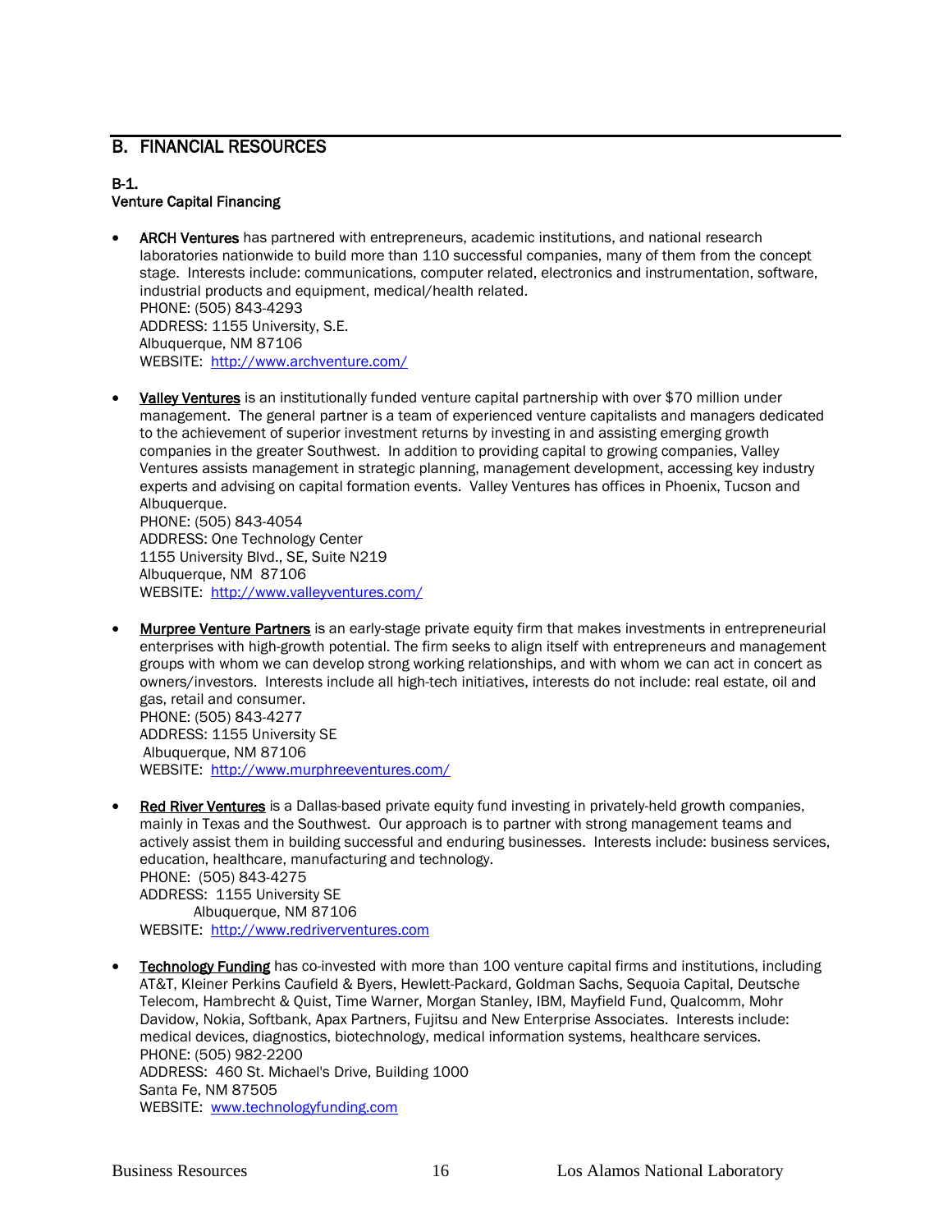## B. FINANCIAL RESOURCES

### B-1.
### Venture Capital Financing

- **ARCH Ventures** has partnered with entrepreneurs, academic institutions, and national research laboratories nationwide to build more than 110 successful companies, many of them from the concept stage. Interests include: communications, computer related, electronics and instrumentation, software, industrial products and equipment, medical/health related.
  PHONE: (505) 843-4293
  ADDRESS: 1155 University, S.E.
  Albuquerque, NM 87106
  WEBSITE: http://www.archventure.com/

- **Valley Ventures** is an institutionally funded venture capital partnership with over $70 million under management. The general partner is a team of experienced venture capitalists and managers dedicated to the achievement of superior investment returns by investing in and assisting emerging growth companies in the greater Southwest. In addition to providing capital to growing companies, Valley Ventures assists management in strategic planning, management development, accessing key industry experts and advising on capital formation events. Valley Ventures has offices in Phoenix, Tucson and Albuquerque.
  PHONE: (505) 843-4054
  ADDRESS: One Technology Center
  1155 University Blvd., SE, Suite N219
  Albuquerque, NM 87106
  WEBSITE: http://www.valleyventures.com/

- **Murpree Venture Partners** is an early-stage private equity firm that makes investments in entrepreneurial enterprises with high-growth potential. The firm seeks to align itself with entrepreneurs and management groups with whom we can develop strong working relationships, and with whom we can act in concert as owners/investors. Interests include all high-tech initiatives, interests do not include: real estate, oil and gas, retail and consumer.
  PHONE: (505) 843-4277
  ADDRESS: 1155 University SE
  Albuquerque, NM 87106
  WEBSITE: http://www.murphreeventures.com/

- **Red River Ventures** is a Dallas-based private equity fund investing in privately-held growth companies, mainly in Texas and the Southwest. Our approach is to partner with strong management teams and actively assist them in building successful and enduring businesses. Interests include: business services, education, healthcare, manufacturing and technology.
  PHONE: (505) 843-4275
  ADDRESS: 1155 University SE
  Albuquerque, NM 87106
  WEBSITE: http://www.redriverventures.com

- **Technology Funding** has co-invested with more than 100 venture capital firms and institutions, including AT&T, Kleiner Perkins Caufield & Byers, Hewlett-Packard, Goldman Sachs, Sequoia Capital, Deutsche Telecom, Hambrecht & Quist, Time Warner, Morgan Stanley, IBM, Mayfield Fund, Qualcomm, Mohr Davidow, Nokia, Softbank, Apax Partners, Fujitsu and New Enterprise Associates. Interests include: medical devices, diagnostics, biotechnology, medical information systems, healthcare services.
  PHONE: (505) 982-2200
  ADDRESS: 460 St. Michael's Drive, Building 1000
  Santa Fe, NM 87505
  WEBSITE: www.technologyfunding.com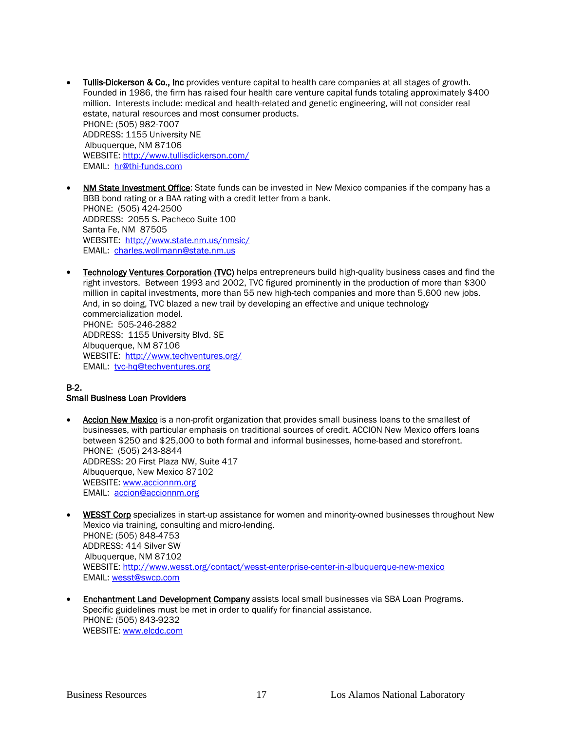- **Tullis-Dickerson & Co., Inc** provides venture capital to health care companies at all stages of growth. Founded in 1986, the firm has raised four health care venture capital funds totaling approximately $400 million. Interests include: medical and health-related and genetic engineering, will not consider real estate, natural resources and most consumer products.
  PHONE: (505) 982-7007
  ADDRESS: 1155 University NE
  Albuquerque, NM 87106
  WEBSITE: http://www.tullisdickerson.com/
  EMAIL: hr@thi-funds.com

- **NM State Investment Office**: State funds can be invested in New Mexico companies if the company has a BBB bond rating or a BAA rating with a credit letter from a bank.
  PHONE: (505) 424-2500
  ADDRESS: 2055 S. Pacheco Suite 100
  Santa Fe, NM 87505
  WEBSITE: http://www.state.nm.us/nmsic/
  EMAIL: charles.wollmann@state.nm.us

- **Technology Ventures Corporation (TVC)** helps entrepreneurs build high-quality business cases and find the right investors. Between 1993 and 2002, TVC figured prominently in the production of more than $300 million in capital investments, more than 55 new high-tech companies and more than 5,600 new jobs. And, in so doing, TVC blazed a new trail by developing an effective and unique technology commercialization model.
  PHONE: 505-246-2882
  ADDRESS: 1155 University Blvd. SE
  Albuquerque, NM 87106
  WEBSITE: http://www.techventures.org/
  EMAIL: tvc-hq@techventures.org

**B-2.**
**Small Business Loan Providers**

- **Accion New Mexico** is a non-profit organization that provides small business loans to the smallest of businesses, with particular emphasis on traditional sources of credit. ACCION New Mexico offers loans between $250 and $25,000 to both formal and informal businesses, home-based and storefront.
  PHONE: (505) 243-8844
  ADDRESS: 20 First Plaza NW, Suite 417
  Albuquerque, New Mexico 87102
  WEBSITE: www.accionnm.org
  EMAIL: accion@accionnm.org

- **WESST Corp** specializes in start-up assistance for women and minority-owned businesses throughout New Mexico via training, consulting and micro-lending.
  PHONE: (505) 848-4753
  ADDRESS: 414 Silver SW
  Albuquerque, NM 87102
  WEBSITE: http://www.wesst.org/contact/wesst-enterprise-center-in-albuquerque-new-mexico
  EMAIL: wesst@swcp.com

- **Enchantment Land Development Company** assists local small businesses via SBA Loan Programs. Specific guidelines must be met in order to qualify for financial assistance.
  PHONE: (505) 843-9232
  WEBSITE: www.elcdc.com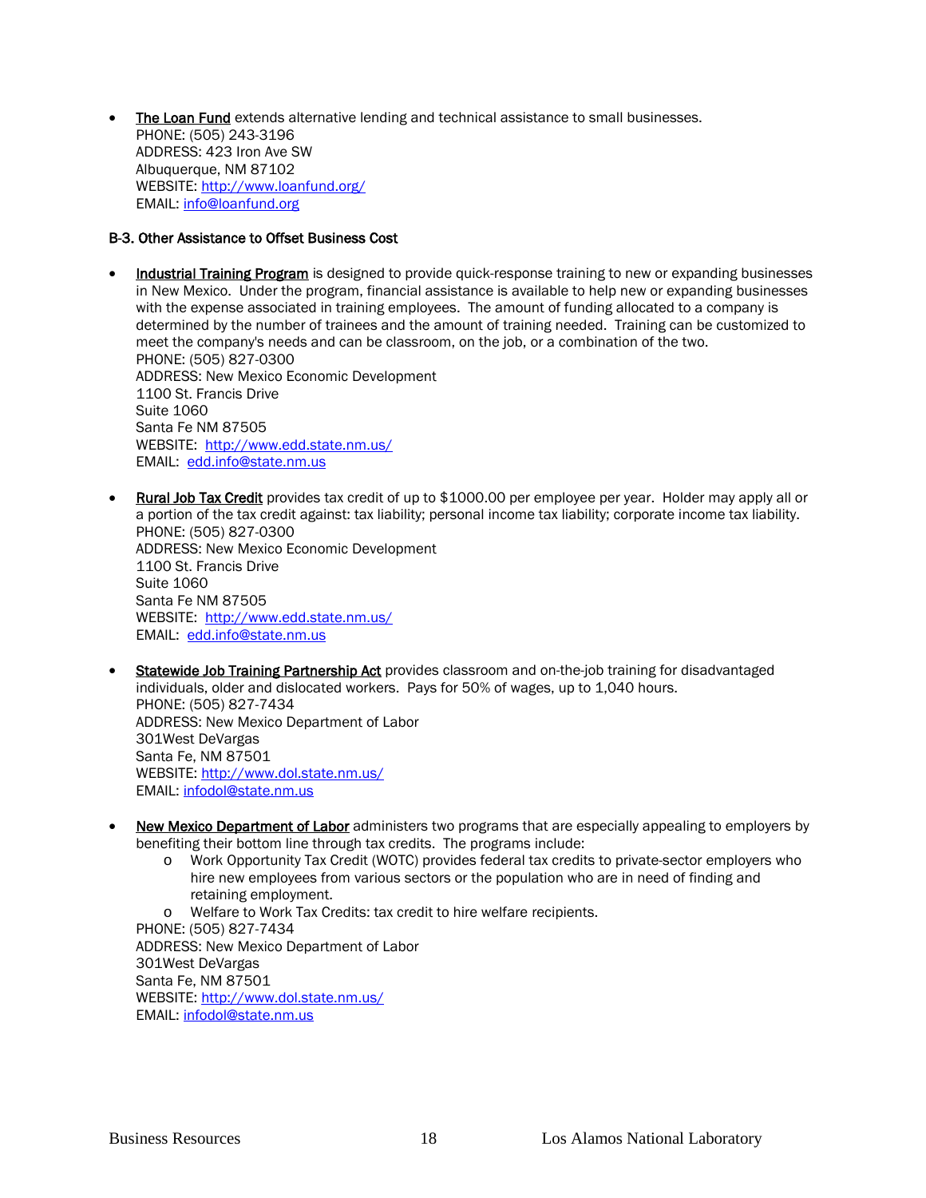- The Loan Fund extends alternative lending and technical assistance to small businesses.
  PHONE: (505) 243-3196
  ADDRESS: 423 Iron Ave SW
  Albuquerque, NM 87102
  WEBSITE: http://www.loanfund.org/
  EMAIL: info@loanfund.org

### B-3. Other Assistance to Offset Business Cost

- Industrial Training Program is designed to provide quick-response training to new or expanding businesses in New Mexico. Under the program, financial assistance is available to help new or expanding businesses with the expense associated in training employees. The amount of funding allocated to a company is determined by the number of trainees and the amount of training needed. Training can be customized to meet the company's needs and can be classroom, on the job, or a combination of the two.
  PHONE: (505) 827-0300
  ADDRESS: New Mexico Economic Development
  1100 St. Francis Drive
  Suite 1060
  Santa Fe NM 87505
  WEBSITE: http://www.edd.state.nm.us/
  EMAIL: edd.info@state.nm.us

- Rural Job Tax Credit provides tax credit of up to $1000.00 per employee per year. Holder may apply all or a portion of the tax credit against: tax liability; personal income tax liability; corporate income tax liability.
  PHONE: (505) 827-0300
  ADDRESS: New Mexico Economic Development
  1100 St. Francis Drive
  Suite 1060
  Santa Fe NM 87505
  WEBSITE: http://www.edd.state.nm.us/
  EMAIL: edd.info@state.nm.us

- Statewide Job Training Partnership Act provides classroom and on-the-job training for disadvantaged individuals, older and dislocated workers. Pays for 50% of wages, up to 1,040 hours.
  PHONE: (505) 827-7434
  ADDRESS: New Mexico Department of Labor
  301West DeVargas
  Santa Fe, NM 87501
  WEBSITE: http://www.dol.state.nm.us/
  EMAIL: infodol@state.nm.us

- New Mexico Department of Labor administers two programs that are especially appealing to employers by benefiting their bottom line through tax credits. The programs include:
  - Work Opportunity Tax Credit (WOTC) provides federal tax credits to private-sector employers who hire new employees from various sectors or the population who are in need of finding and retaining employment.
  - Welfare to Work Tax Credits: tax credit to hire welfare recipients.

  PHONE: (505) 827-7434
  ADDRESS: New Mexico Department of Labor
  301West DeVargas
  Santa Fe, NM 87501
  WEBSITE: http://www.dol.state.nm.us/
  EMAIL: infodol@state.nm.us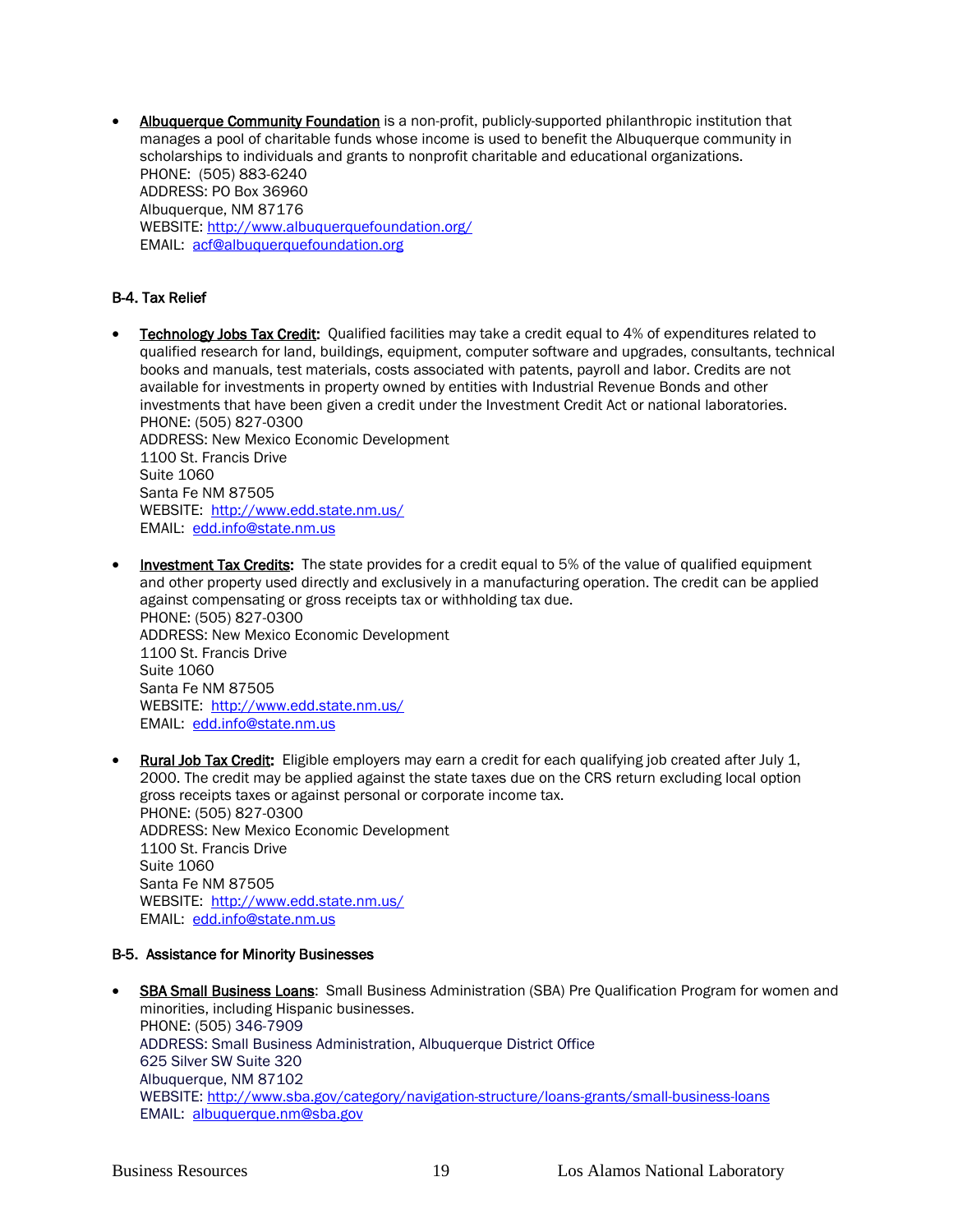- **Albuquerque Community Foundation** is a non-profit, publicly-supported philanthropic institution that manages a pool of charitable funds whose income is used to benefit the Albuquerque community in scholarships to individuals and grants to nonprofit charitable and educational organizations.
  PHONE: (505) 883-6240
  ADDRESS: PO Box 36960
  Albuquerque, NM 87176
  WEBSITE: http://www.albuquerquefoundation.org/
  EMAIL: acf@albuquerquefoundation.org

### B-4. Tax Relief

- **Technology Jobs Tax Credit:** Qualified facilities may take a credit equal to 4% of expenditures related to qualified research for land, buildings, equipment, computer software and upgrades, consultants, technical books and manuals, test materials, costs associated with patents, payroll and labor. Credits are not available for investments in property owned by entities with Industrial Revenue Bonds and other investments that have been given a credit under the Investment Credit Act or national laboratories.
  PHONE: (505) 827-0300
  ADDRESS: New Mexico Economic Development
  1100 St. Francis Drive
  Suite 1060
  Santa Fe NM 87505
  WEBSITE: http://www.edd.state.nm.us/
  EMAIL: edd.info@state.nm.us

- **Investment Tax Credits:** The state provides for a credit equal to 5% of the value of qualified equipment and other property used directly and exclusively in a manufacturing operation. The credit can be applied against compensating or gross receipts tax or withholding tax due.
  PHONE: (505) 827-0300
  ADDRESS: New Mexico Economic Development
  1100 St. Francis Drive
  Suite 1060
  Santa Fe NM 87505
  WEBSITE: http://www.edd.state.nm.us/
  EMAIL: edd.info@state.nm.us

- **Rural Job Tax Credit:** Eligible employers may earn a credit for each qualifying job created after July 1, 2000. The credit may be applied against the state taxes due on the CRS return excluding local option gross receipts taxes or against personal or corporate income tax.
  PHONE: (505) 827-0300
  ADDRESS: New Mexico Economic Development
  1100 St. Francis Drive
  Suite 1060
  Santa Fe NM 87505
  WEBSITE: http://www.edd.state.nm.us/
  EMAIL: edd.info@state.nm.us

### B-5. Assistance for Minority Businesses

- **SBA Small Business Loans**: Small Business Administration (SBA) Pre Qualification Program for women and minorities, including Hispanic businesses.
  PHONE: (505) 346-7909
  ADDRESS: Small Business Administration, Albuquerque District Office
  625 Silver SW Suite 320
  Albuquerque, NM 87102
  WEBSITE: http://www.sba.gov/category/navigation-structure/loans-grants/small-business-loans
  EMAIL: albuquerque.nm@sba.gov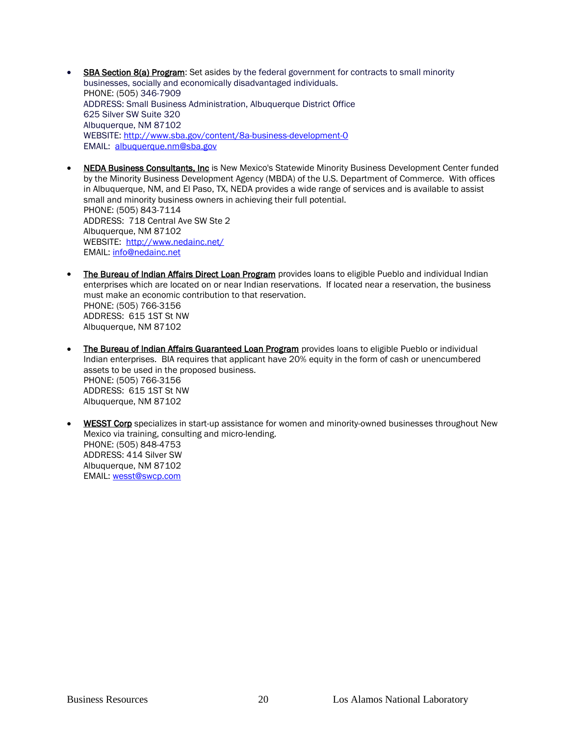- **SBA Section 8(a) Program**: Set asides by the federal government for contracts to small minority businesses, socially and economically disadvantaged individuals.
  PHONE: (505) 346-7909
  ADDRESS: Small Business Administration, Albuquerque District Office
  625 Silver SW Suite 320
  Albuquerque, NM 87102
  WEBSITE: http://www.sba.gov/content/8a-business-development-0
  EMAIL: albuquerque.nm@sba.gov

- **NEDA Business Consultants, Inc** is New Mexico's Statewide Minority Business Development Center funded by the Minority Business Development Agency (MBDA) of the U.S. Department of Commerce. With offices in Albuquerque, NM, and El Paso, TX, NEDA provides a wide range of services and is available to assist small and minority business owners in achieving their full potential.
  PHONE: (505) 843-7114
  ADDRESS: 718 Central Ave SW Ste 2
  Albuquerque, NM 87102
  WEBSITE: http://www.nedainc.net/
  EMAIL: info@nedainc.net

- **The Bureau of Indian Affairs Direct Loan Program** provides loans to eligible Pueblo and individual Indian enterprises which are located on or near Indian reservations. If located near a reservation, the business must make an economic contribution to that reservation.
  PHONE: (505) 766-3156
  ADDRESS: 615 1ST St NW
  Albuquerque, NM 87102

- **The Bureau of Indian Affairs Guaranteed Loan Program** provides loans to eligible Pueblo or individual Indian enterprises. BIA requires that applicant have 20% equity in the form of cash or unencumbered assets to be used in the proposed business.
  PHONE: (505) 766-3156
  ADDRESS: 615 1ST St NW
  Albuquerque, NM 87102

- **WESST Corp** specializes in start-up assistance for women and minority-owned businesses throughout New Mexico via training, consulting and micro-lending.
  PHONE: (505) 848-4753
  ADDRESS: 414 Silver SW
  Albuquerque, NM 87102
  EMAIL: wesst@swcp.com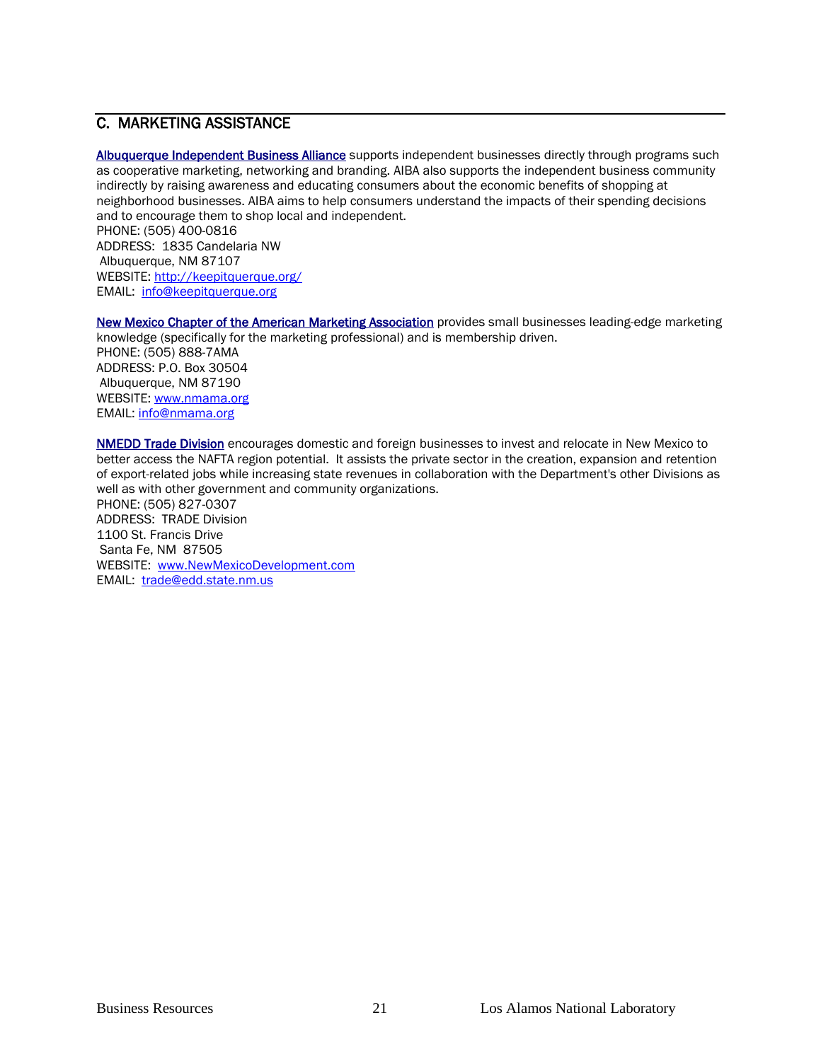## C. MARKETING ASSISTANCE

**Albuquerque Independent Business Alliance** supports independent businesses directly through programs such as cooperative marketing, networking and branding. AIBA also supports the independent business community indirectly by raising awareness and educating consumers about the economic benefits of shopping at neighborhood businesses. AIBA aims to help consumers understand the impacts of their spending decisions and to encourage them to shop local and independent.
PHONE: (505) 400-0816
ADDRESS: 1835 Candelaria NW
Albuquerque, NM 87107
WEBSITE: http://keepitquerque.org/
EMAIL: info@keepitquerque.org

**New Mexico Chapter of the American Marketing Association** provides small businesses leading-edge marketing knowledge (specifically for the marketing professional) and is membership driven.
PHONE: (505) 888-7AMA
ADDRESS: P.O. Box 30504
Albuquerque, NM 87190
WEBSITE: www.nmama.org
EMAIL: info@nmama.org

**NMEDD Trade Division** encourages domestic and foreign businesses to invest and relocate in New Mexico to better access the NAFTA region potential. It assists the private sector in the creation, expansion and retention of export-related jobs while increasing state revenues in collaboration with the Department's other Divisions as well as with other government and community organizations.
PHONE: (505) 827-0307
ADDRESS: TRADE Division
1100 St. Francis Drive
Santa Fe, NM 87505
WEBSITE: www.NewMexicoDevelopment.com
EMAIL: trade@edd.state.nm.us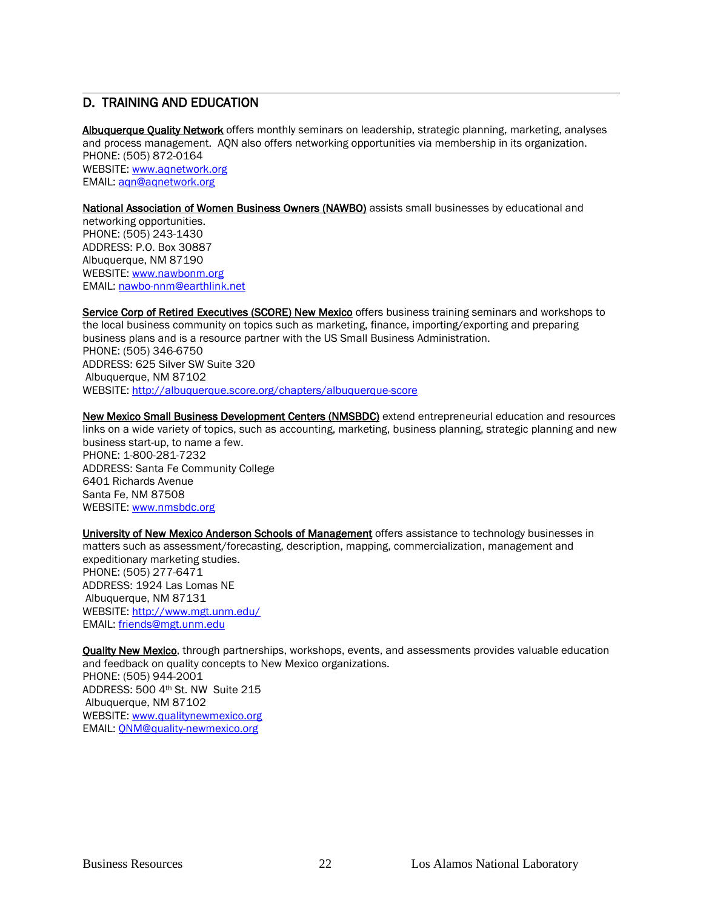## D. TRAINING AND EDUCATION

**Albuquerque Quality Network** offers monthly seminars on leadership, strategic planning, marketing, analyses and process management. AQN also offers networking opportunities via membership in its organization.
PHONE: (505) 872-0164
WEBSITE: www.aqnetwork.org
EMAIL: aqn@aqnetwork.org

**National Association of Women Business Owners (NAWBO)** assists small businesses by educational and networking opportunities.
PHONE: (505) 243-1430
ADDRESS: P.O. Box 30887
Albuquerque, NM 87190
WEBSITE: www.nawbonm.org
EMAIL: nawbo-nnm@earthlink.net

**Service Corp of Retired Executives (SCORE) New Mexico** offers business training seminars and workshops to the local business community on topics such as marketing, finance, importing/exporting and preparing business plans and is a resource partner with the US Small Business Administration.
PHONE: (505) 346-6750
ADDRESS: 625 Silver SW Suite 320
Albuquerque, NM 87102
WEBSITE: http://albuquerque.score.org/chapters/albuquerque-score

**New Mexico Small Business Development Centers (NMSBDC)** extend entrepreneurial education and resources links on a wide variety of topics, such as accounting, marketing, business planning, strategic planning and new business start-up, to name a few.
PHONE: 1-800-281-7232
ADDRESS: Santa Fe Community College
6401 Richards Avenue
Santa Fe, NM 87508
WEBSITE: www.nmsbdc.org

**University of New Mexico Anderson Schools of Management** offers assistance to technology businesses in matters such as assessment/forecasting, description, mapping, commercialization, management and expeditionary marketing studies.
PHONE: (505) 277-6471
ADDRESS: 1924 Las Lomas NE
Albuquerque, NM 87131
WEBSITE: http://www.mgt.unm.edu/
EMAIL: friends@mgt.unm.edu

**Quality New Mexico**, through partnerships, workshops, events, and assessments provides valuable education and feedback on quality concepts to New Mexico organizations.
PHONE: (505) 944-2001
ADDRESS: 500 4th St. NW Suite 215
Albuquerque, NM 87102
WEBSITE: www.qualitynewmexico.org
EMAIL: QNM@quality-newmexico.org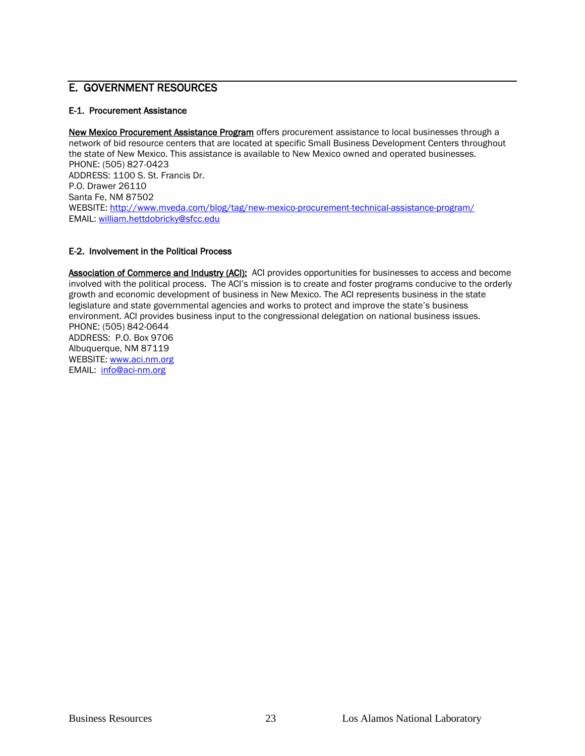## E. GOVERNMENT RESOURCES

### E-1. Procurement Assistance

**New Mexico Procurement Assistance Program** offers procurement assistance to local businesses through a network of bid resource centers that are located at specific Small Business Development Centers throughout the state of New Mexico. This assistance is available to New Mexico owned and operated businesses.
PHONE: (505) 827-0423
ADDRESS: 1100 S. St. Francis Dr.
P.O. Drawer 26110
Santa Fe, NM 87502
WEBSITE: http://www.mveda.com/blog/tag/new-mexico-procurement-technical-assistance-program/
EMAIL: william.hettdobricky@sfcc.edu

### E-2. Involvement in the Political Process

**Association of Commerce and Industry (ACI):** ACI provides opportunities for businesses to access and become involved with the political process. The ACI's mission is to create and foster programs conducive to the orderly growth and economic development of business in New Mexico. The ACI represents business in the state legislature and state governmental agencies and works to protect and improve the state's business environment. ACI provides business input to the congressional delegation on national business issues.
PHONE: (505) 842-0644
ADDRESS: P.O. Box 9706
Albuquerque, NM 87119
WEBSITE: www.aci.nm.org
EMAIL: info@aci-nm.org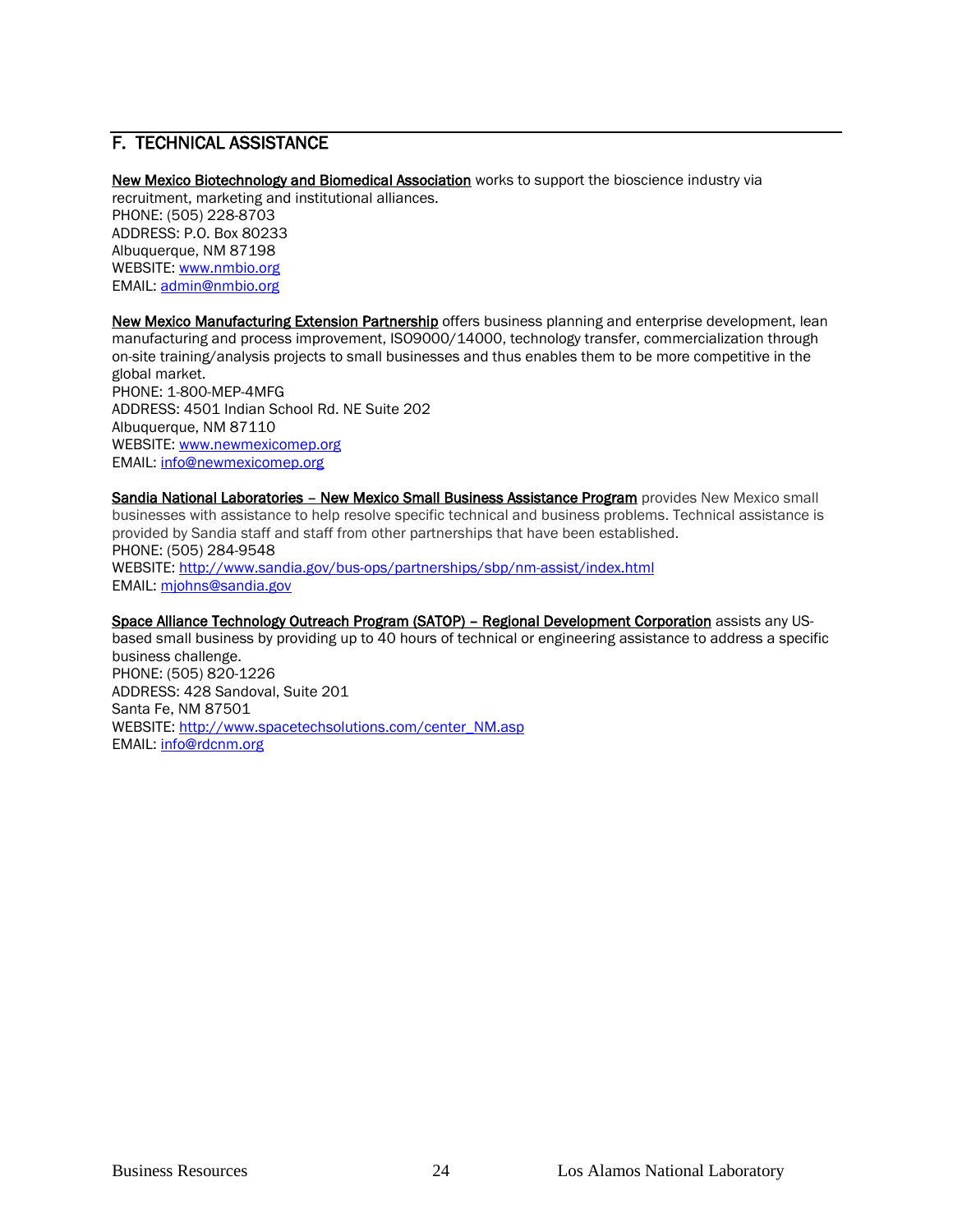## F. TECHNICAL ASSISTANCE

New Mexico Biotechnology and Biomedical Association works to support the bioscience industry via recruitment, marketing and institutional alliances.
PHONE: (505) 228-8703
ADDRESS: P.O. Box 80233
Albuquerque, NM 87198
WEBSITE: www.nmbio.org
EMAIL: admin@nmbio.org

New Mexico Manufacturing Extension Partnership offers business planning and enterprise development, lean manufacturing and process improvement, ISO9000/14000, technology transfer, commercialization through on-site training/analysis projects to small businesses and thus enables them to be more competitive in the global market.
PHONE: 1-800-MEP-4MFG
ADDRESS: 4501 Indian School Rd. NE Suite 202
Albuquerque, NM 87110
WEBSITE: www.newmexicomep.org
EMAIL: info@newmexicomep.org

Sandia National Laboratories – New Mexico Small Business Assistance Program provides New Mexico small businesses with assistance to help resolve specific technical and business problems. Technical assistance is provided by Sandia staff and staff from other partnerships that have been established.
PHONE: (505) 284-9548
WEBSITE: http://www.sandia.gov/bus-ops/partnerships/sbp/nm-assist/index.html
EMAIL: mjohns@sandia.gov

Space Alliance Technology Outreach Program (SATOP) – Regional Development Corporation assists any US-based small business by providing up to 40 hours of technical or engineering assistance to address a specific business challenge.
PHONE: (505) 820-1226
ADDRESS: 428 Sandoval, Suite 201
Santa Fe, NM 87501
WEBSITE: http://www.spacetechsolutions.com/center_NM.asp
EMAIL: info@rdcnm.org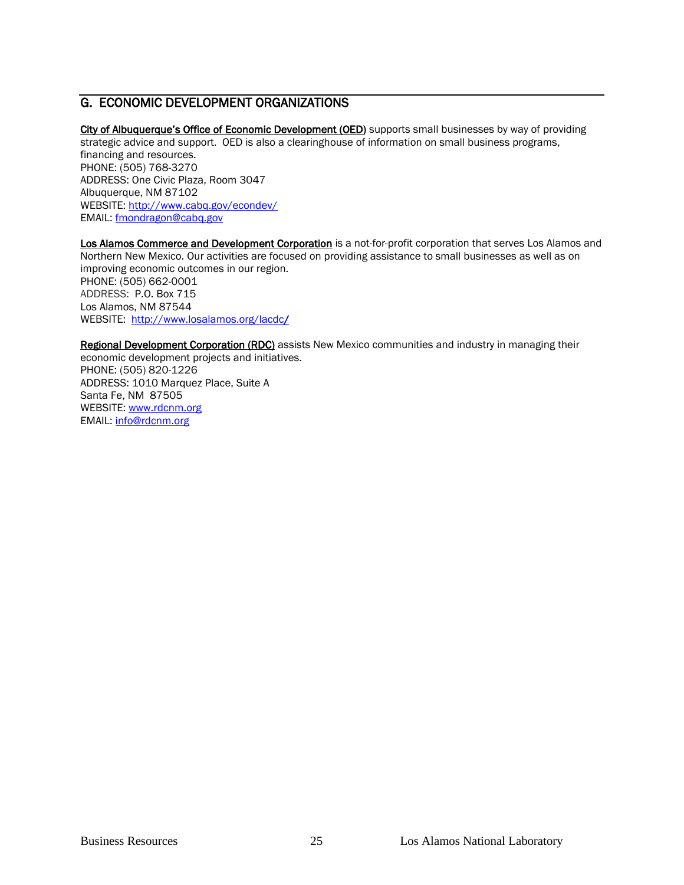## G. ECONOMIC DEVELOPMENT ORGANIZATIONS

**City of Albuquerque's Office of Economic Development (OED)** supports small businesses by way of providing strategic advice and support. OED is also a clearinghouse of information on small business programs, financing and resources.
PHONE: (505) 768-3270
ADDRESS: One Civic Plaza, Room 3047
Albuquerque, NM 87102
WEBSITE: http://www.cabq.gov/econdev/
EMAIL: fmondragon@cabq.gov

**Los Alamos Commerce and Development Corporation** is a not-for-profit corporation that serves Los Alamos and Northern New Mexico. Our activities are focused on providing assistance to small businesses as well as on improving economic outcomes in our region.
PHONE: (505) 662-0001
ADDRESS: P.O. Box 715
Los Alamos, NM 87544
WEBSITE: http://www.losalamos.org/lacdc/

**Regional Development Corporation (RDC)** assists New Mexico communities and industry in managing their economic development projects and initiatives.
PHONE: (505) 820-1226
ADDRESS: 1010 Marquez Place, Suite A
Santa Fe, NM 87505
WEBSITE: www.rdcnm.org
EMAIL: info@rdcnm.org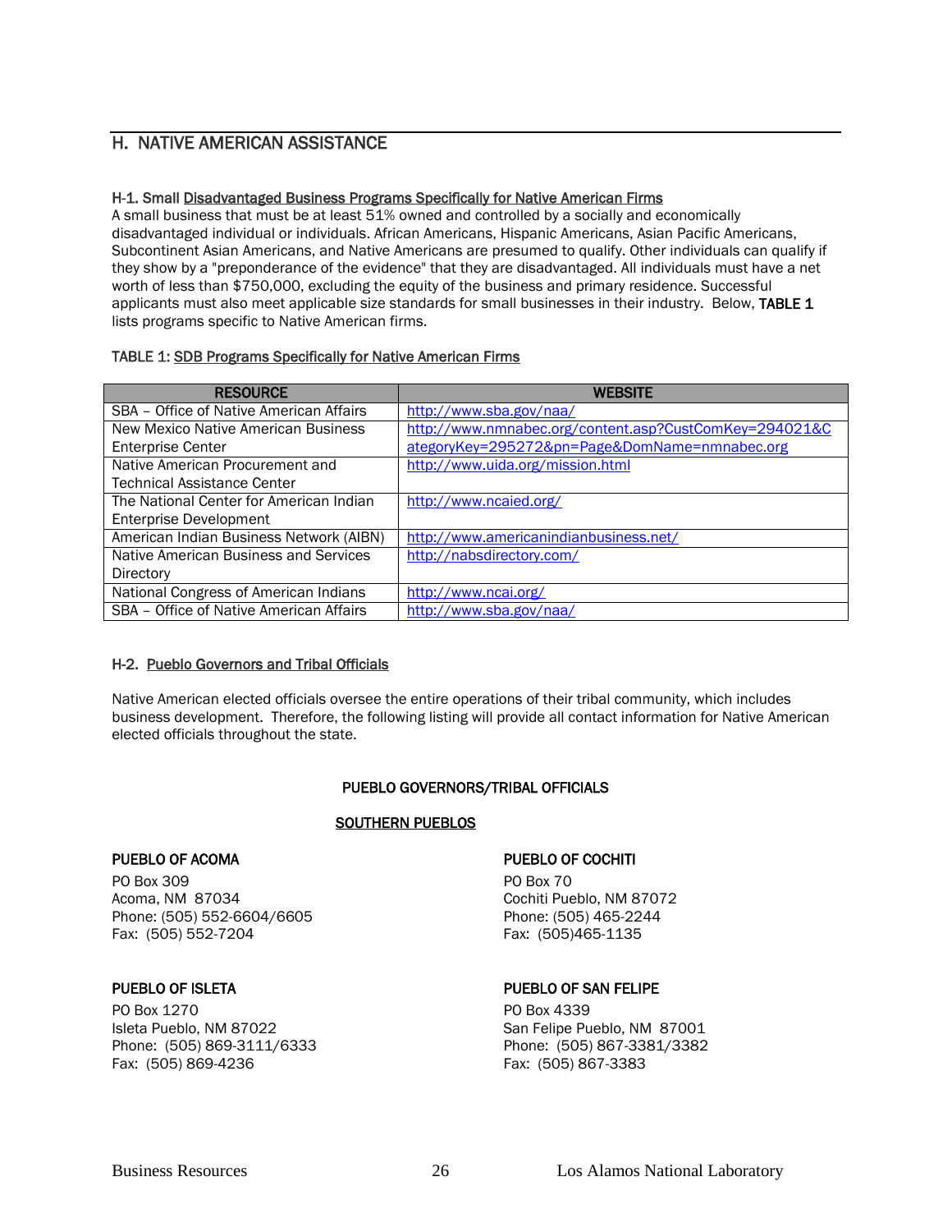## H. NATIVE AMERICAN ASSISTANCE

### H-1. Small Disadvantaged Business Programs Specifically for Native American Firms

A small business that must be at least 51% owned and controlled by a socially and economically disadvantaged individual or individuals. African Americans, Hispanic Americans, Asian Pacific Americans, Subcontinent Asian Americans, and Native Americans are presumed to qualify. Other individuals can qualify if they show by a "preponderance of the evidence" that they are disadvantaged. All individuals must have a net worth of less than $750,000, excluding the equity of the business and primary residence. Successful applicants must also meet applicable size standards for small businesses in their industry. Below, **TABLE 1** lists programs specific to Native American firms.

TABLE 1: SDB Programs Specifically for Native American Firms

| RESOURCE | WEBSITE |
|---|---|
| SBA – Office of Native American Affairs | http://www.sba.gov/naa/ |
| New Mexico Native American Business Enterprise Center | http://www.nmnabec.org/content.asp?CustComKey=294021&CategoryKey=295272&pn=Page&DomName=nmnabec.org |
| Native American Procurement and Technical Assistance Center | http://www.uida.org/mission.html |
| The National Center for American Indian Enterprise Development | http://www.ncaied.org/ |
| American Indian Business Network (AIBN) | http://www.americanindianbusiness.net/ |
| Native American Business and Services Directory | http://nabsdirectory.com/ |
| National Congress of American Indians | http://www.ncai.org/ |
| SBA – Office of Native American Affairs | http://www.sba.gov/naa/ |

### H-2. Pueblo Governors and Tribal Officials

Native American elected officials oversee the entire operations of their tribal community, which includes business development. Therefore, the following listing will provide all contact information for Native American elected officials throughout the state.

**PUEBLO GOVERNORS/TRIBAL OFFICIALS**

**SOUTHERN PUEBLOS**

**PUEBLO OF ACOMA**
PO Box 309
Acoma, NM 87034
Phone: (505) 552-6604/6605
Fax: (505) 552-7204

**PUEBLO OF COCHITI**
PO Box 70
Cochiti Pueblo, NM 87072
Phone: (505) 465-2244
Fax: (505)465-1135

**PUEBLO OF ISLETA**
PO Box 1270
Isleta Pueblo, NM 87022
Phone: (505) 869-3111/6333
Fax: (505) 869-4236

**PUEBLO OF SAN FELIPE**
PO Box 4339
San Felipe Pueblo, NM 87001
Phone: (505) 867-3381/3382
Fax: (505) 867-3383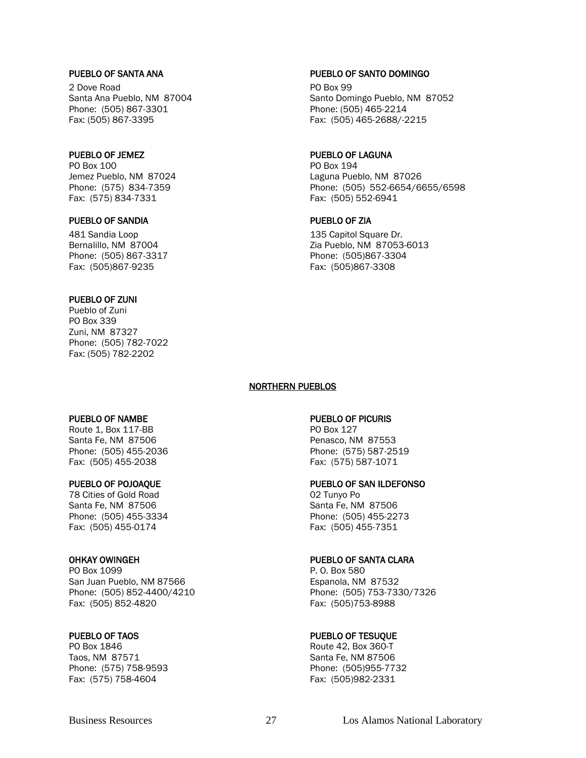**PUEBLO OF SANTA ANA**

2 Dove Road
Santa Ana Pueblo, NM 87004
Phone: (505) 867-3301
Fax: (505) 867-3395

**PUEBLO OF SANTO DOMINGO**

PO Box 99
Santo Domingo Pueblo, NM 87052
Phone: (505) 465-2214
Fax: (505) 465-2688/-2215

**PUEBLO OF JEMEZ**

PO Box 100
Jemez Pueblo, NM 87024
Phone: (575) 834-7359
Fax: (575) 834-7331

**PUEBLO OF LAGUNA**

PO Box 194
Laguna Pueblo, NM 87026
Phone: (505) 552-6654/6655/6598
Fax: (505) 552-6941

**PUEBLO OF SANDIA**

481 Sandia Loop
Bernalillo, NM 87004
Phone: (505) 867-3317
Fax: (505)867-9235

**PUEBLO OF ZIA**

135 Capitol Square Dr.
Zia Pueblo, NM 87053-6013
Phone: (505)867-3304
Fax: (505)867-3308

**PUEBLO OF ZUNI**

Pueblo of Zuni
PO Box 339
Zuni, NM 87327
Phone: (505) 782-7022
Fax: (505) 782-2202

## NORTHERN PUEBLOS

**PUEBLO OF NAMBE**

Route 1, Box 117-BB
Santa Fe, NM 87506
Phone: (505) 455-2036
Fax: (505) 455-2038

**PUEBLO OF PICURIS**

PO Box 127
Penasco, NM 87553
Phone: (575) 587-2519
Fax: (575) 587-1071

**PUEBLO OF POJOAQUE**

78 Cities of Gold Road
Santa Fe, NM 87506
Phone: (505) 455-3334
Fax: (505) 455-0174

**PUEBLO OF SAN ILDEFONSO**

02 Tunyo Po
Santa Fe, NM 87506
Phone: (505) 455-2273
Fax: (505) 455-7351

**OHKAY OWINGEH**

PO Box 1099
San Juan Pueblo, NM 87566
Phone: (505) 852-4400/4210
Fax: (505) 852-4820

**PUEBLO OF SANTA CLARA**

P. O. Box 580
Espanola, NM 87532
Phone: (505) 753-7330/7326
Fax: (505)753-8988

**PUEBLO OF TAOS**

PO Box 1846
Taos, NM 87571
Phone: (575) 758-9593
Fax: (575) 758-4604

**PUEBLO OF TESUQUE**

Route 42, Box 360-T
Santa Fe, NM 87506
Phone: (505)955-7732
Fax: (505)982-2331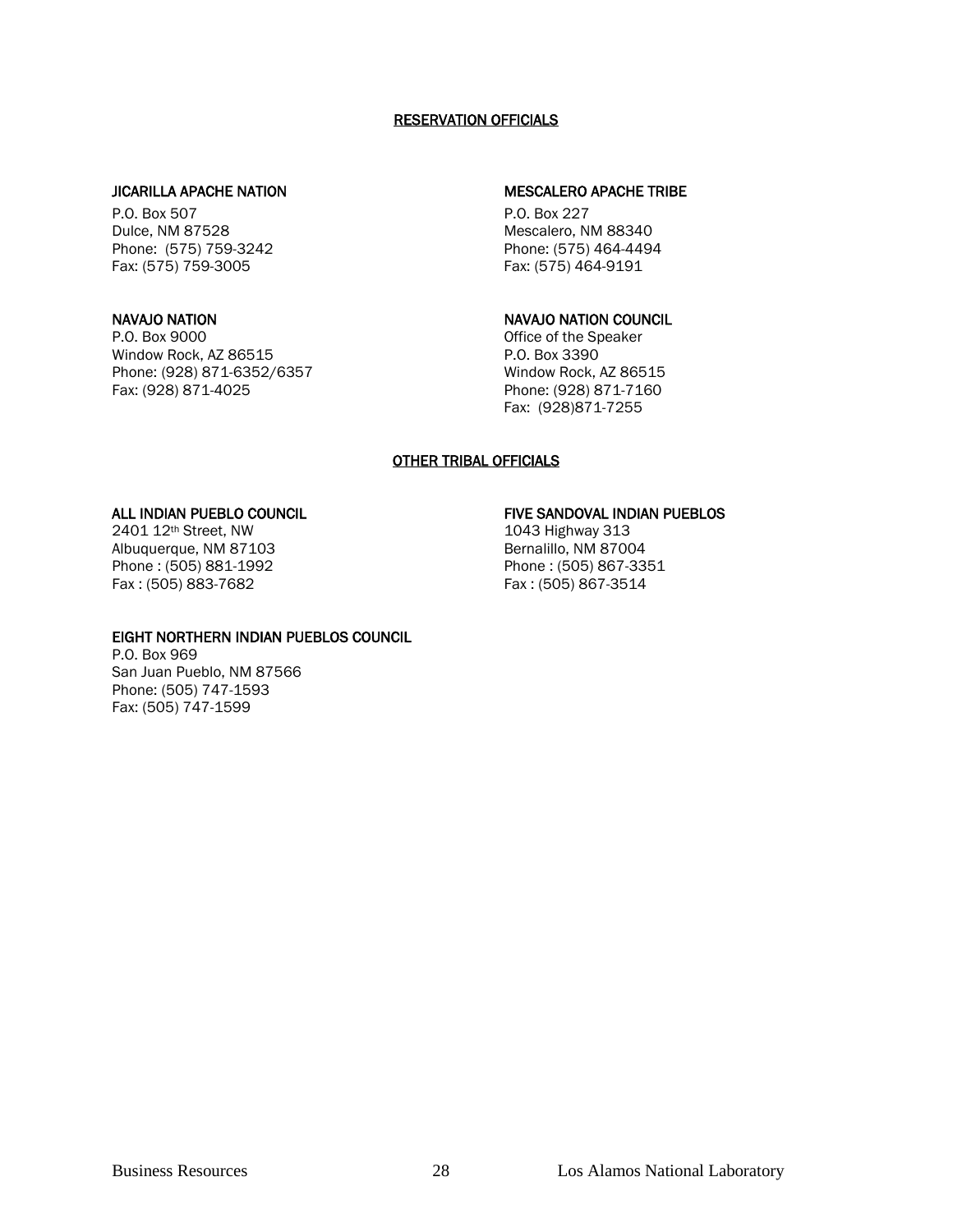## RESERVATION OFFICIALS

### JICARILLA APACHE NATION

P.O. Box 507
Dulce, NM 87528
Phone: (575) 759-3242
Fax: (575) 759-3005

### MESCALERO APACHE TRIBE

P.O. Box 227
Mescalero, NM 88340
Phone: (575) 464-4494
Fax: (575) 464-9191

### NAVAJO NATION

P.O. Box 9000
Window Rock, AZ 86515
Phone: (928) 871-6352/6357
Fax: (928) 871-4025

### NAVAJO NATION COUNCIL

Office of the Speaker
P.O. Box 3390
Window Rock, AZ 86515
Phone: (928) 871-7160
Fax: (928)871-7255

## OTHER TRIBAL OFFICIALS

### ALL INDIAN PUEBLO COUNCIL

2401 12th Street, NW
Albuquerque, NM 87103
Phone : (505) 881-1992
Fax : (505) 883-7682

### FIVE SANDOVAL INDIAN PUEBLOS

1043 Highway 313
Bernalillo, NM 87004
Phone : (505) 867-3351
Fax : (505) 867-3514

### EIGHT NORTHERN INDIAN PUEBLOS COUNCIL

P.O. Box 969
San Juan Pueblo, NM 87566
Phone: (505) 747-1593
Fax: (505) 747-1599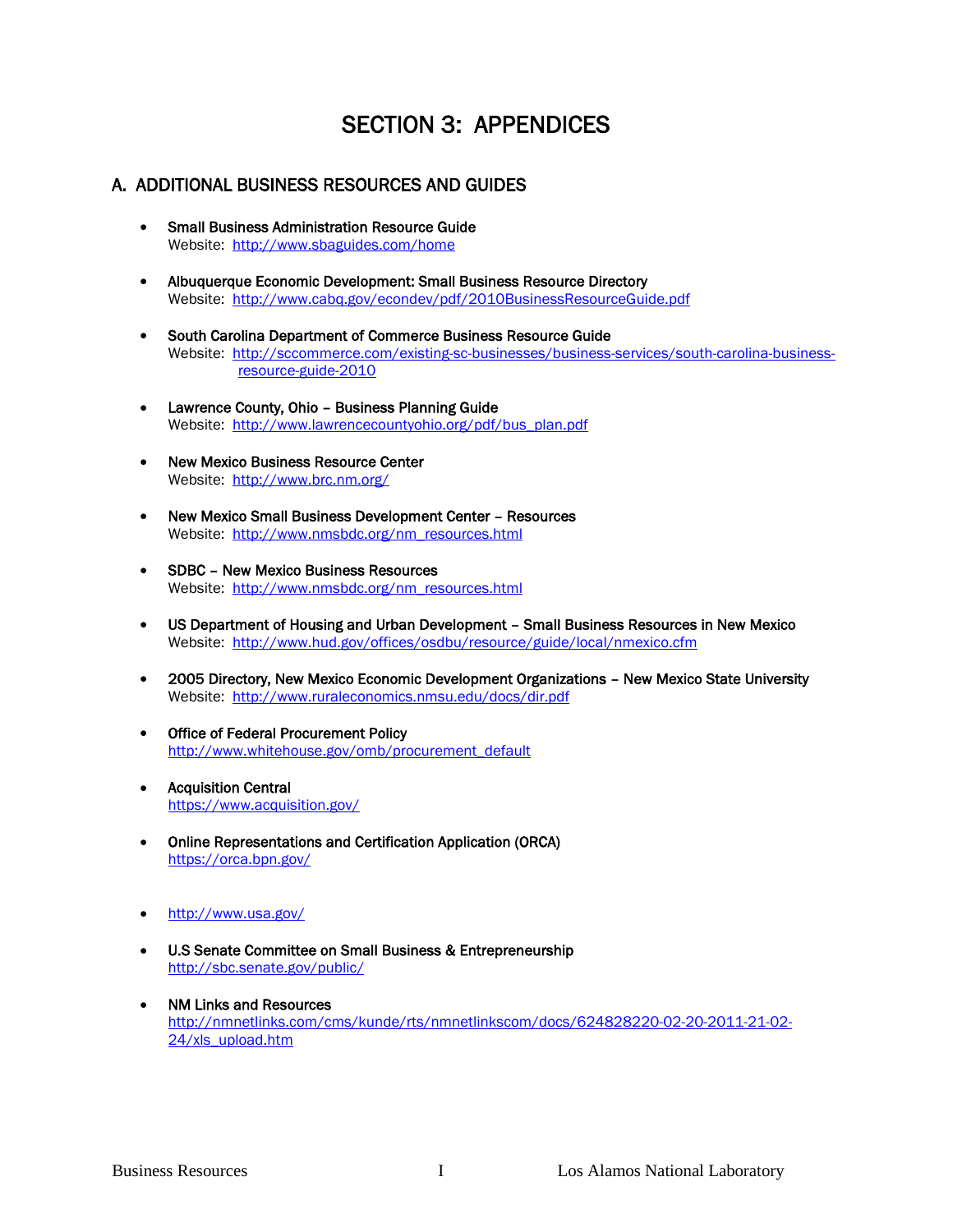# SECTION 3: APPENDICES

## A. ADDITIONAL BUSINESS RESOURCES AND GUIDES

- Small Business Administration Resource Guide
  Website: http://www.sbaguides.com/home

- Albuquerque Economic Development: Small Business Resource Directory
  Website: http://www.cabq.gov/econdev/pdf/2010BusinessResourceGuide.pdf

- South Carolina Department of Commerce Business Resource Guide
  Website: http://sccommerce.com/existing-sc-businesses/business-services/south-carolina-business-resource-guide-2010

- Lawrence County, Ohio – Business Planning Guide
  Website: http://www.lawrencecountyohio.org/pdf/bus_plan.pdf

- New Mexico Business Resource Center
  Website: http://www.brc.nm.org/

- New Mexico Small Business Development Center – Resources
  Website: http://www.nmsbdc.org/nm_resources.html

- SDBC – New Mexico Business Resources
  Website: http://www.nmsbdc.org/nm_resources.html

- US Department of Housing and Urban Development – Small Business Resources in New Mexico
  Website: http://www.hud.gov/offices/osdbu/resource/guide/local/nmexico.cfm

- 2005 Directory, New Mexico Economic Development Organizations – New Mexico State University
  Website: http://www.ruraleconomics.nmsu.edu/docs/dir.pdf

- Office of Federal Procurement Policy
  http://www.whitehouse.gov/omb/procurement_default

- Acquisition Central
  https://www.acquisition.gov/

- Online Representations and Certification Application (ORCA)
  https://orca.bpn.gov/

- http://www.usa.gov/

- U.S Senate Committee on Small Business & Entrepreneurship
  http://sbc.senate.gov/public/

- NM Links and Resources
  http://nmnetlinks.com/cms/kunde/rts/nmnetlinkscom/docs/624828220-02-20-2011-21-02-24/xls_upload.htm